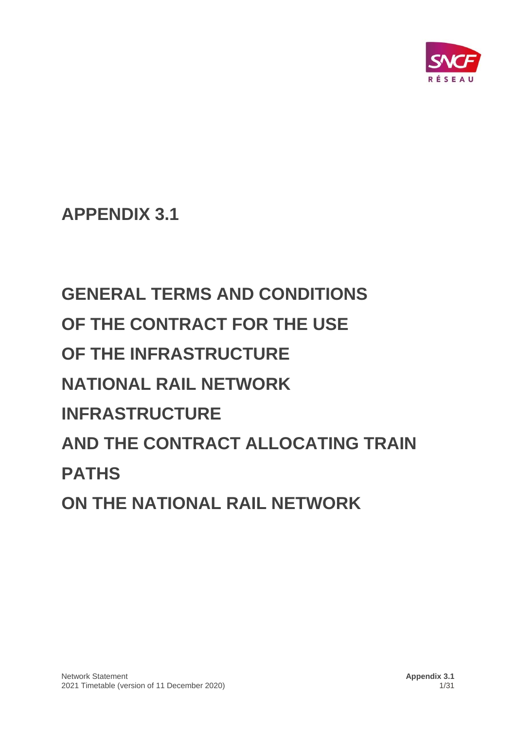# APPENDIX 3.1

# GENERAL TERMS AND CONDITIONS OF THE CONTRACT FOR THE USE OF THE INFRASTRUCTURE NATIONAL RAIL NETWORK INFRASTRUCTURE AND THE CONTRACT ALLOCATING TRAIN PATHS ON THE NATIONAL RAIL NETWORK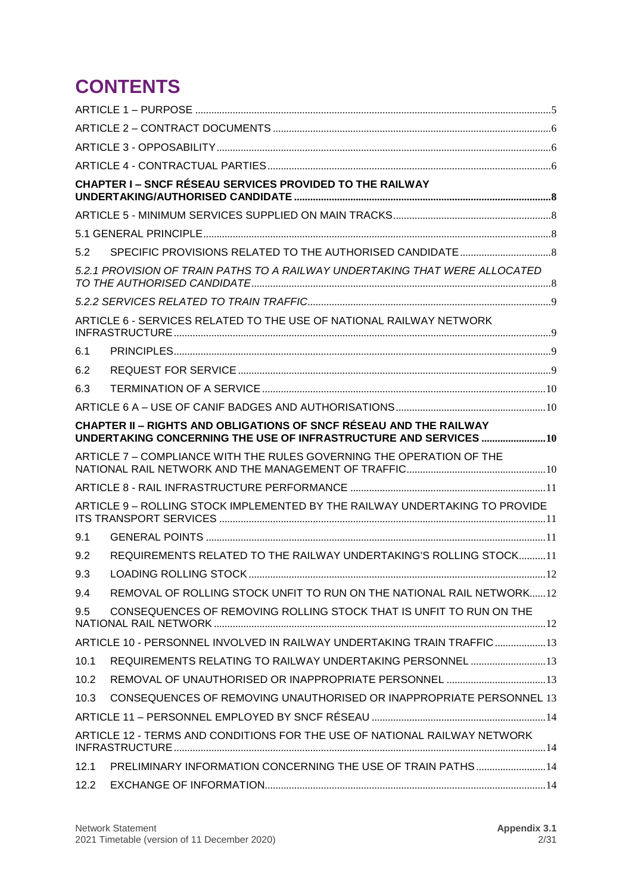# CONTENTS

ARTICLE 1 – PURPOSE ........................................................................ 5

ARTICLE 2 – CONTRACT DOCUMENTS ........................................................................ 6

ARTICLE 3 - OPPOSABILITY ........................................................................ 6

ARTICLE 4 - CONTRACTUAL PARTIES ........................................................................ 6

**CHAPTER I – SNCF RÉSEAU SERVICES PROVIDED TO THE RAILWAY UNDERTAKING/AUTHORISED CANDIDATE ........................................................................ 8**

ARTICLE 5 - MINIMUM SERVICES SUPPLIED ON MAIN TRACKS ........................................................................ 8

5.1 GENERAL PRINCIPLE ........................................................................ 8

5.2 SPECIFIC PROVISIONS RELATED TO THE AUTHORISED CANDIDATE ........................................................................ 8

*5.2.1 PROVISION OF TRAIN PATHS TO A RAILWAY UNDERTAKING THAT WERE ALLOCATED TO THE AUTHORISED CANDIDATE ........................................................................ 8*

*5.2.2 SERVICES RELATED TO TRAIN TRAFFIC ........................................................................ 9*

ARTICLE 6 - SERVICES RELATED TO THE USE OF NATIONAL RAILWAY NETWORK INFRASTRUCTURE ........................................................................ 9

6.1 PRINCIPLES ........................................................................ 9

6.2 REQUEST FOR SERVICE ........................................................................ 9

6.3 TERMINATION OF A SERVICE ........................................................................ 10

ARTICLE 6 A – USE OF CANIF BADGES AND AUTHORISATIONS ........................................................................ 10

**CHAPTER II – RIGHTS AND OBLIGATIONS OF SNCF RÉSEAU AND THE RAILWAY UNDERTAKING CONCERNING THE USE OF INFRASTRUCTURE AND SERVICES ........................................................................ 10**

ARTICLE 7 – COMPLIANCE WITH THE RULES GOVERNING THE OPERATION OF THE NATIONAL RAIL NETWORK AND THE MANAGEMENT OF TRAFFIC ........................................................................ 10

ARTICLE 8 - RAIL INFRASTRUCTURE PERFORMANCE ........................................................................ 11

ARTICLE 9 – ROLLING STOCK IMPLEMENTED BY THE RAILWAY UNDERTAKING TO PROVIDE ITS TRANSPORT SERVICES ........................................................................ 11

9.1 GENERAL POINTS ........................................................................ 11

9.2 REQUIREMENTS RELATED TO THE RAILWAY UNDERTAKING'S ROLLING STOCK ........................................................................ 11

9.3 LOADING ROLLING STOCK ........................................................................ 12

9.4 REMOVAL OF ROLLING STOCK UNFIT TO RUN ON THE NATIONAL RAIL NETWORK ........................................................................ 12

9.5 CONSEQUENCES OF REMOVING ROLLING STOCK THAT IS UNFIT TO RUN ON THE NATIONAL RAIL NETWORK ........................................................................ 12

ARTICLE 10 - PERSONNEL INVOLVED IN RAILWAY UNDERTAKING TRAIN TRAFFIC ........................................................................ 13

10.1 REQUIREMENTS RELATING TO RAILWAY UNDERTAKING PERSONNEL ........................................................................ 13

10.2 REMOVAL OF UNAUTHORISED OR INAPPROPRIATE PERSONNEL ........................................................................ 13

10.3 CONSEQUENCES OF REMOVING UNAUTHORISED OR INAPPROPRIATE PERSONNEL 13

ARTICLE 11 – PERSONNEL EMPLOYED BY SNCF RÉSEAU ........................................................................ 14

ARTICLE 12 - TERMS AND CONDITIONS FOR THE USE OF NATIONAL RAILWAY NETWORK INFRASTRUCTURE ........................................................................ 14

12.1 PRELIMINARY INFORMATION CONCERNING THE USE OF TRAIN PATHS ........................................................................ 14

12.2 EXCHANGE OF INFORMATION ........................................................................ 14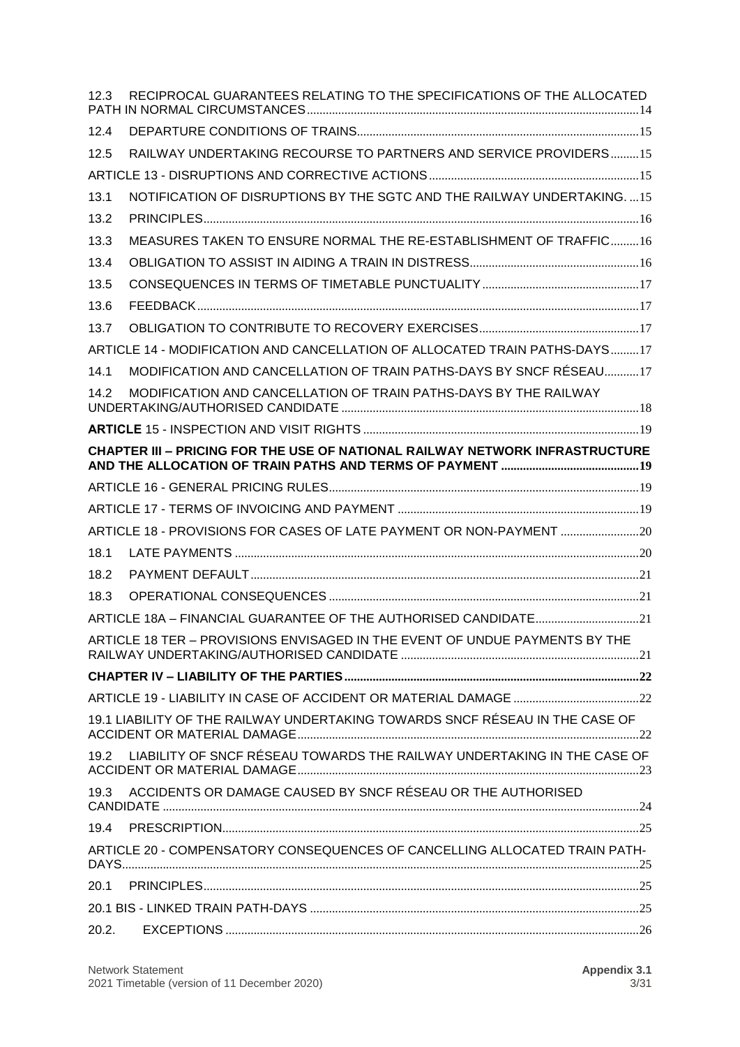12.3 RECIPROCAL GUARANTEES RELATING TO THE SPECIFICATIONS OF THE ALLOCATED PATH IN NORMAL CIRCUMSTANCES ..... 14

12.4 DEPARTURE CONDITIONS OF TRAINS ..... 15

12.5 RAILWAY UNDERTAKING RECOURSE TO PARTNERS AND SERVICE PROVIDERS ..... 15

ARTICLE 13 - DISRUPTIONS AND CORRECTIVE ACTIONS ..... 15

13.1 NOTIFICATION OF DISRUPTIONS BY THE SGTC AND THE RAILWAY UNDERTAKING. ... 15

13.2 PRINCIPLES ..... 16

13.3 MEASURES TAKEN TO ENSURE NORMAL THE RE-ESTABLISHMENT OF TRAFFIC ..... 16

13.4 OBLIGATION TO ASSIST IN AIDING A TRAIN IN DISTRESS ..... 16

13.5 CONSEQUENCES IN TERMS OF TIMETABLE PUNCTUALITY ..... 17

13.6 FEEDBACK ..... 17

13.7 OBLIGATION TO CONTRIBUTE TO RECOVERY EXERCISES ..... 17

ARTICLE 14 - MODIFICATION AND CANCELLATION OF ALLOCATED TRAIN PATHS-DAYS ..... 17

14.1 MODIFICATION AND CANCELLATION OF TRAIN PATHS-DAYS BY SNCF RÉSEAU ..... 17

14.2 MODIFICATION AND CANCELLATION OF TRAIN PATHS-DAYS BY THE RAILWAY UNDERTAKING/AUTHORISED CANDIDATE ..... 18

**ARTICLE** 15 - INSPECTION AND VISIT RIGHTS ..... 19

**CHAPTER III – PRICING FOR THE USE OF NATIONAL RAILWAY NETWORK INFRASTRUCTURE AND THE ALLOCATION OF TRAIN PATHS AND TERMS OF PAYMENT ..... 19**

ARTICLE 16 - GENERAL PRICING RULES ..... 19

ARTICLE 17 - TERMS OF INVOICING AND PAYMENT ..... 19

ARTICLE 18 - PROVISIONS FOR CASES OF LATE PAYMENT OR NON-PAYMENT ..... 20

18.1 LATE PAYMENTS ..... 20

18.2 PAYMENT DEFAULT ..... 21

18.3 OPERATIONAL CONSEQUENCES ..... 21

ARTICLE 18A – FINANCIAL GUARANTEE OF THE AUTHORISED CANDIDATE ..... 21

ARTICLE 18 TER – PROVISIONS ENVISAGED IN THE EVENT OF UNDUE PAYMENTS BY THE RAILWAY UNDERTAKING/AUTHORISED CANDIDATE ..... 21

**CHAPTER IV – LIABILITY OF THE PARTIES ..... 22**

ARTICLE 19 - LIABILITY IN CASE OF ACCIDENT OR MATERIAL DAMAGE ..... 22

19.1 LIABILITY OF THE RAILWAY UNDERTAKING TOWARDS SNCF RÉSEAU IN THE CASE OF ACCIDENT OR MATERIAL DAMAGE ..... 22

19.2 LIABILITY OF SNCF RÉSEAU TOWARDS THE RAILWAY UNDERTAKING IN THE CASE OF ACCIDENT OR MATERIAL DAMAGE ..... 23

19.3 ACCIDENTS OR DAMAGE CAUSED BY SNCF RÉSEAU OR THE AUTHORISED CANDIDATE ..... 24

19.4 PRESCRIPTION ..... 25

ARTICLE 20 - COMPENSATORY CONSEQUENCES OF CANCELLING ALLOCATED TRAIN PATH-DAYS ..... 25

20.1 PRINCIPLES ..... 25

20.1 BIS - LINKED TRAIN PATH-DAYS ..... 25

20.2. EXCEPTIONS ..... 26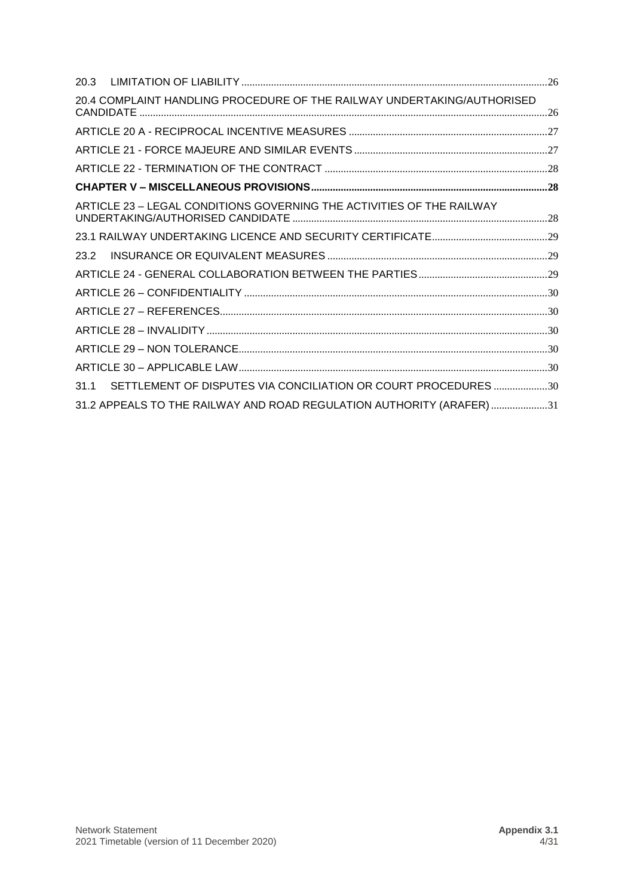20.3 LIMITATION OF LIABILITY ....26

20.4 COMPLAINT HANDLING PROCEDURE OF THE RAILWAY UNDERTAKING/AUTHORISED CANDIDATE ....26

ARTICLE 20 A - RECIPROCAL INCENTIVE MEASURES ....27

ARTICLE 21 - FORCE MAJEURE AND SIMILAR EVENTS ....27

ARTICLE 22 - TERMINATION OF THE CONTRACT ....28

**CHAPTER V – MISCELLANEOUS PROVISIONS....28**

ARTICLE 23 – LEGAL CONDITIONS GOVERNING THE ACTIVITIES OF THE RAILWAY UNDERTAKING/AUTHORISED CANDIDATE ....28

23.1 RAILWAY UNDERTAKING LICENCE AND SECURITY CERTIFICATE....29

23.2 INSURANCE OR EQUIVALENT MEASURES ....29

ARTICLE 24 - GENERAL COLLABORATION BETWEEN THE PARTIES....29

ARTICLE 26 – CONFIDENTIALITY ....30

ARTICLE 27 – REFERENCES....30

ARTICLE 28 – INVALIDITY ....30

ARTICLE 29 – NON TOLERANCE....30

ARTICLE 30 – APPLICABLE LAW....30

31.1 SETTLEMENT OF DISPUTES VIA CONCILIATION OR COURT PROCEDURES ....30

31.2 APPEALS TO THE RAILWAY AND ROAD REGULATION AUTHORITY (ARAFER) ....31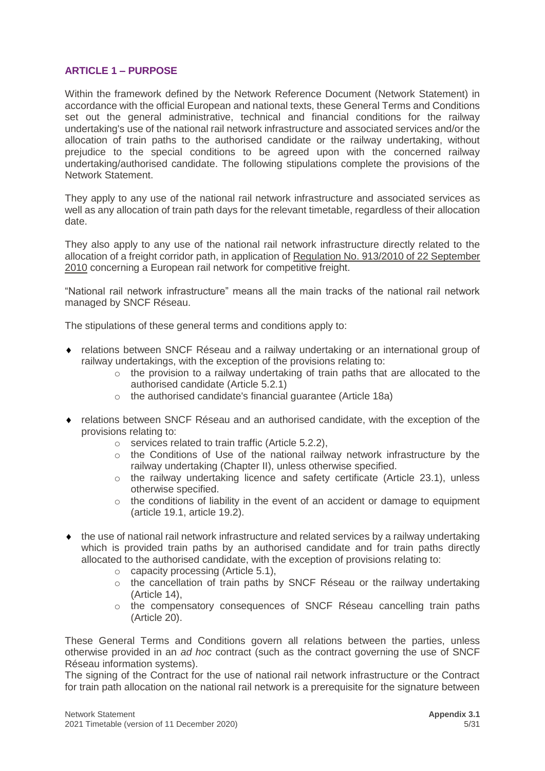## ARTICLE 1 – PURPOSE

Within the framework defined by the Network Reference Document (Network Statement) in accordance with the official European and national texts, these General Terms and Conditions set out the general administrative, technical and financial conditions for the railway undertaking's use of the national rail network infrastructure and associated services and/or the allocation of train paths to the authorised candidate or the railway undertaking, without prejudice to the special conditions to be agreed upon with the concerned railway undertaking/authorised candidate. The following stipulations complete the provisions of the Network Statement.

They apply to any use of the national rail network infrastructure and associated services as well as any allocation of train path days for the relevant timetable, regardless of their allocation date.

They also apply to any use of the national rail network infrastructure directly related to the allocation of a freight corridor path, in application of Regulation No. 913/2010 of 22 September 2010 concerning a European rail network for competitive freight.

"National rail network infrastructure" means all the main tracks of the national rail network managed by SNCF Réseau.

The stipulations of these general terms and conditions apply to:

- relations between SNCF Réseau and a railway undertaking or an international group of railway undertakings, with the exception of the provisions relating to:
  - the provision to a railway undertaking of train paths that are allocated to the authorised candidate (Article 5.2.1)
  - the authorised candidate's financial guarantee (Article 18a)
- relations between SNCF Réseau and an authorised candidate, with the exception of the provisions relating to:
  - services related to train traffic (Article 5.2.2),
  - the Conditions of Use of the national railway network infrastructure by the railway undertaking (Chapter II), unless otherwise specified.
  - the railway undertaking licence and safety certificate (Article 23.1), unless otherwise specified.
  - the conditions of liability in the event of an accident or damage to equipment (article 19.1, article 19.2).
- the use of national rail network infrastructure and related services by a railway undertaking which is provided train paths by an authorised candidate and for train paths directly allocated to the authorised candidate, with the exception of provisions relating to:
  - capacity processing (Article 5.1),
  - the cancellation of train paths by SNCF Réseau or the railway undertaking (Article 14),
  - the compensatory consequences of SNCF Réseau cancelling train paths (Article 20).

These General Terms and Conditions govern all relations between the parties, unless otherwise provided in an *ad hoc* contract (such as the contract governing the use of SNCF Réseau information systems).
The signing of the Contract for the use of national rail network infrastructure or the Contract for train path allocation on the national rail network is a prerequisite for the signature between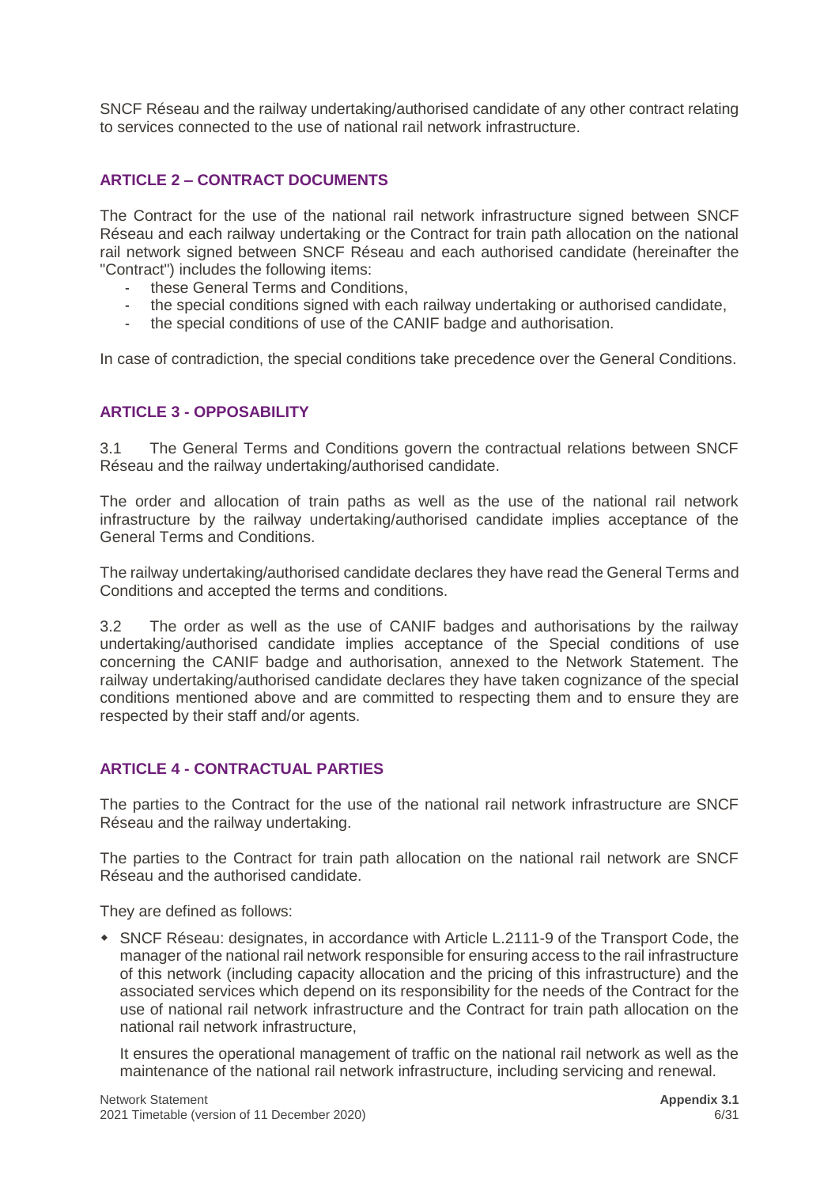SNCF Réseau and the railway undertaking/authorised candidate of any other contract relating to services connected to the use of national rail network infrastructure.

## ARTICLE 2 – CONTRACT DOCUMENTS

The Contract for the use of the national rail network infrastructure signed between SNCF Réseau and each railway undertaking or the Contract for train path allocation on the national rail network signed between SNCF Réseau and each authorised candidate (hereinafter the "Contract") includes the following items:

- these General Terms and Conditions,
- the special conditions signed with each railway undertaking or authorised candidate,
- the special conditions of use of the CANIF badge and authorisation.

In case of contradiction, the special conditions take precedence over the General Conditions.

## ARTICLE 3 - OPPOSABILITY

3.1 The General Terms and Conditions govern the contractual relations between SNCF Réseau and the railway undertaking/authorised candidate.

The order and allocation of train paths as well as the use of the national rail network infrastructure by the railway undertaking/authorised candidate implies acceptance of the General Terms and Conditions.

The railway undertaking/authorised candidate declares they have read the General Terms and Conditions and accepted the terms and conditions.

3.2 The order as well as the use of CANIF badges and authorisations by the railway undertaking/authorised candidate implies acceptance of the Special conditions of use concerning the CANIF badge and authorisation, annexed to the Network Statement. The railway undertaking/authorised candidate declares they have taken cognizance of the special conditions mentioned above and are committed to respecting them and to ensure they are respected by their staff and/or agents.

## ARTICLE 4 - CONTRACTUAL PARTIES

The parties to the Contract for the use of the national rail network infrastructure are SNCF Réseau and the railway undertaking.

The parties to the Contract for train path allocation on the national rail network are SNCF Réseau and the authorised candidate.

They are defined as follows:

- SNCF Réseau: designates, in accordance with Article L.2111-9 of the Transport Code, the manager of the national rail network responsible for ensuring access to the rail infrastructure of this network (including capacity allocation and the pricing of this infrastructure) and the associated services which depend on its responsibility for the needs of the Contract for the use of national rail network infrastructure and the Contract for train path allocation on the national rail network infrastructure,

  It ensures the operational management of traffic on the national rail network as well as the maintenance of the national rail network infrastructure, including servicing and renewal.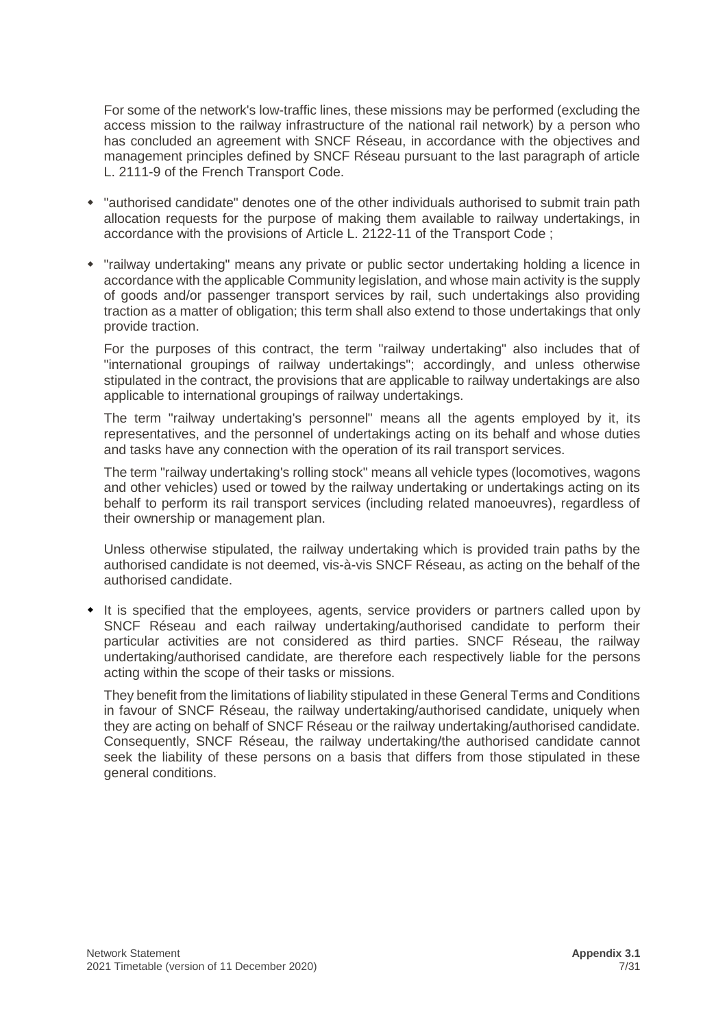For some of the network's low-traffic lines, these missions may be performed (excluding the access mission to the railway infrastructure of the national rail network) by a person who has concluded an agreement with SNCF Réseau, in accordance with the objectives and management principles defined by SNCF Réseau pursuant to the last paragraph of article L. 2111-9 of the French Transport Code.

- "authorised candidate" denotes one of the other individuals authorised to submit train path allocation requests for the purpose of making them available to railway undertakings, in accordance with the provisions of Article L. 2122-11 of the Transport Code ;

- "railway undertaking" means any private or public sector undertaking holding a licence in accordance with the applicable Community legislation, and whose main activity is the supply of goods and/or passenger transport services by rail, such undertakings also providing traction as a matter of obligation; this term shall also extend to those undertakings that only provide traction.

  For the purposes of this contract, the term "railway undertaking" also includes that of "international groupings of railway undertakings"; accordingly, and unless otherwise stipulated in the contract, the provisions that are applicable to railway undertakings are also applicable to international groupings of railway undertakings.

  The term "railway undertaking's personnel" means all the agents employed by it, its representatives, and the personnel of undertakings acting on its behalf and whose duties and tasks have any connection with the operation of its rail transport services.

  The term "railway undertaking's rolling stock" means all vehicle types (locomotives, wagons and other vehicles) used or towed by the railway undertaking or undertakings acting on its behalf to perform its rail transport services (including related manoeuvres), regardless of their ownership or management plan.

  Unless otherwise stipulated, the railway undertaking which is provided train paths by the authorised candidate is not deemed, vis-à-vis SNCF Réseau, as acting on the behalf of the authorised candidate.

- It is specified that the employees, agents, service providers or partners called upon by SNCF Réseau and each railway undertaking/authorised candidate to perform their particular activities are not considered as third parties. SNCF Réseau, the railway undertaking/authorised candidate, are therefore each respectively liable for the persons acting within the scope of their tasks or missions.

  They benefit from the limitations of liability stipulated in these General Terms and Conditions in favour of SNCF Réseau, the railway undertaking/authorised candidate, uniquely when they are acting on behalf of SNCF Réseau or the railway undertaking/authorised candidate. Consequently, SNCF Réseau, the railway undertaking/the authorised candidate cannot seek the liability of these persons on a basis that differs from those stipulated in these general conditions.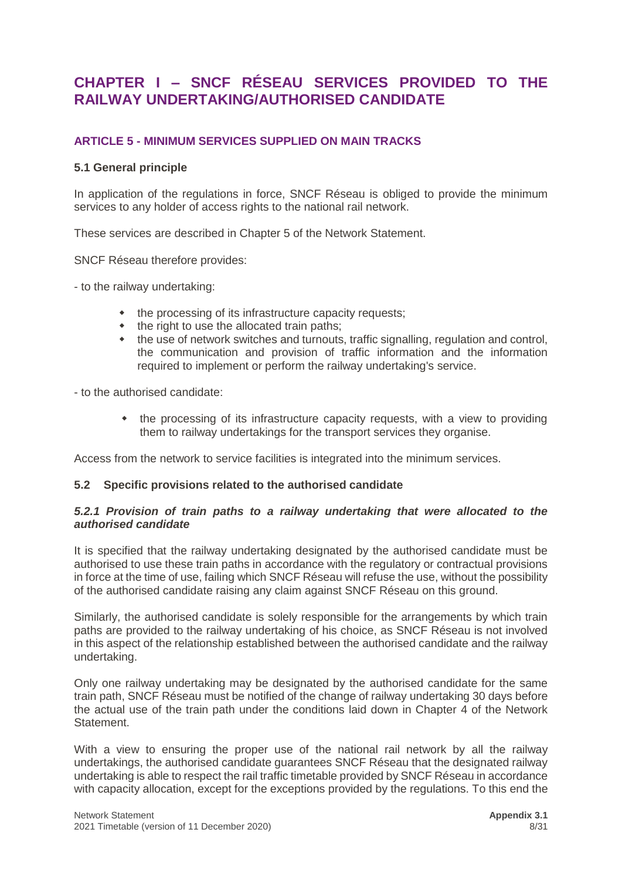# CHAPTER I – SNCF RÉSEAU SERVICES PROVIDED TO THE RAILWAY UNDERTAKING/AUTHORISED CANDIDATE

## ARTICLE 5 - MINIMUM SERVICES SUPPLIED ON MAIN TRACKS

### 5.1 General principle

In application of the regulations in force, SNCF Réseau is obliged to provide the minimum services to any holder of access rights to the national rail network.

These services are described in Chapter 5 of the Network Statement.

SNCF Réseau therefore provides:

- to the railway undertaking:

  - the processing of its infrastructure capacity requests;
  - the right to use the allocated train paths;
  - the use of network switches and turnouts, traffic signalling, regulation and control, the communication and provision of traffic information and the information required to implement or perform the railway undertaking's service.

- to the authorised candidate:

  - the processing of its infrastructure capacity requests, with a view to providing them to railway undertakings for the transport services they organise.

Access from the network to service facilities is integrated into the minimum services.

### 5.2 Specific provisions related to the authorised candidate

#### *5.2.1 Provision of train paths to a railway undertaking that were allocated to the authorised candidate*

It is specified that the railway undertaking designated by the authorised candidate must be authorised to use these train paths in accordance with the regulatory or contractual provisions in force at the time of use, failing which SNCF Réseau will refuse the use, without the possibility of the authorised candidate raising any claim against SNCF Réseau on this ground.

Similarly, the authorised candidate is solely responsible for the arrangements by which train paths are provided to the railway undertaking of his choice, as SNCF Réseau is not involved in this aspect of the relationship established between the authorised candidate and the railway undertaking.

Only one railway undertaking may be designated by the authorised candidate for the same train path, SNCF Réseau must be notified of the change of railway undertaking 30 days before the actual use of the train path under the conditions laid down in Chapter 4 of the Network Statement.

With a view to ensuring the proper use of the national rail network by all the railway undertakings, the authorised candidate guarantees SNCF Réseau that the designated railway undertaking is able to respect the rail traffic timetable provided by SNCF Réseau in accordance with capacity allocation, except for the exceptions provided by the regulations. To this end the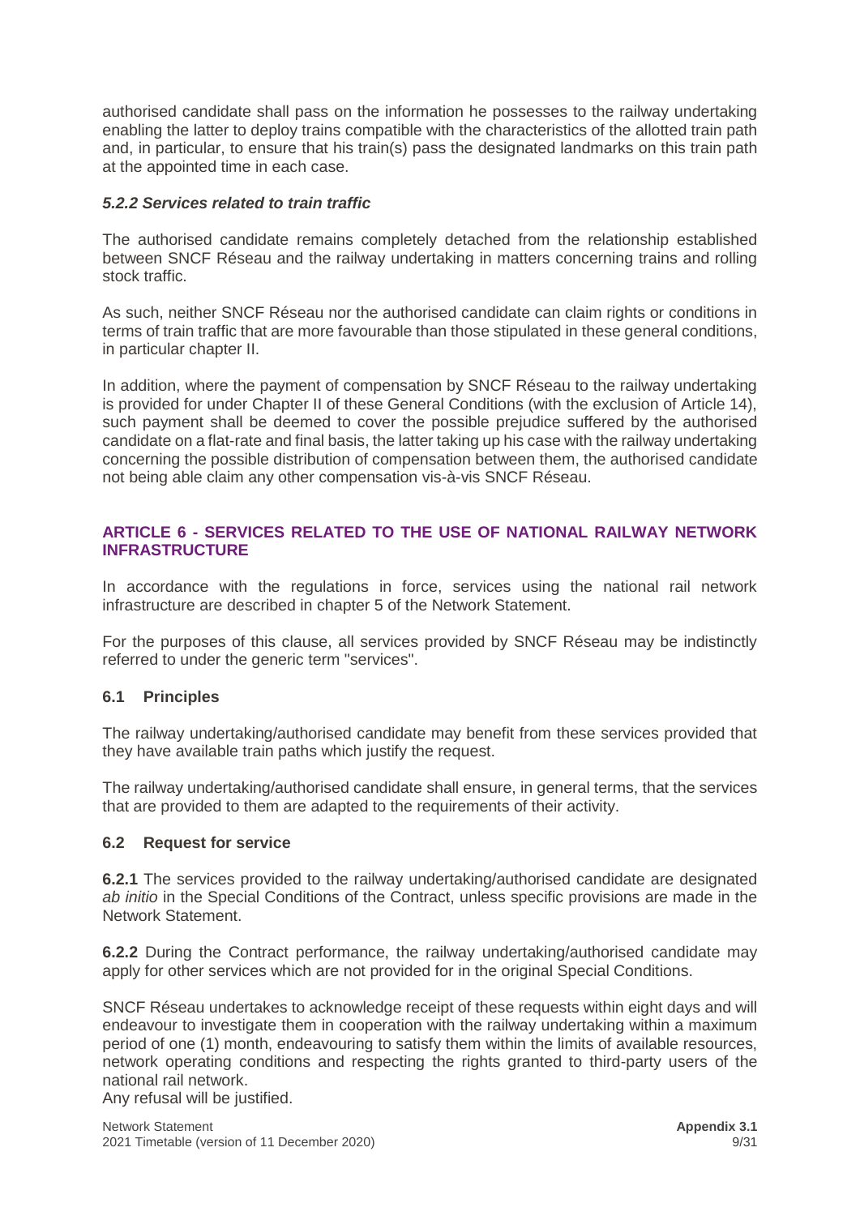authorised candidate shall pass on the information he possesses to the railway undertaking enabling the latter to deploy trains compatible with the characteristics of the allotted train path and, in particular, to ensure that his train(s) pass the designated landmarks on this train path at the appointed time in each case.

#### *5.2.2 Services related to train traffic*

The authorised candidate remains completely detached from the relationship established between SNCF Réseau and the railway undertaking in matters concerning trains and rolling stock traffic.

As such, neither SNCF Réseau nor the authorised candidate can claim rights or conditions in terms of train traffic that are more favourable than those stipulated in these general conditions, in particular chapter II.

In addition, where the payment of compensation by SNCF Réseau to the railway undertaking is provided for under Chapter II of these General Conditions (with the exclusion of Article 14), such payment shall be deemed to cover the possible prejudice suffered by the authorised candidate on a flat-rate and final basis, the latter taking up his case with the railway undertaking concerning the possible distribution of compensation between them, the authorised candidate not being able claim any other compensation vis-à-vis SNCF Réseau.

## ARTICLE 6 - SERVICES RELATED TO THE USE OF NATIONAL RAILWAY NETWORK INFRASTRUCTURE

In accordance with the regulations in force, services using the national rail network infrastructure are described in chapter 5 of the Network Statement.

For the purposes of this clause, all services provided by SNCF Réseau may be indistinctly referred to under the generic term "services".

### 6.1 Principles

The railway undertaking/authorised candidate may benefit from these services provided that they have available train paths which justify the request.

The railway undertaking/authorised candidate shall ensure, in general terms, that the services that are provided to them are adapted to the requirements of their activity.

### 6.2 Request for service

**6.2.1** The services provided to the railway undertaking/authorised candidate are designated *ab initio* in the Special Conditions of the Contract, unless specific provisions are made in the Network Statement.

**6.2.2** During the Contract performance, the railway undertaking/authorised candidate may apply for other services which are not provided for in the original Special Conditions.

SNCF Réseau undertakes to acknowledge receipt of these requests within eight days and will endeavour to investigate them in cooperation with the railway undertaking within a maximum period of one (1) month, endeavouring to satisfy them within the limits of available resources, network operating conditions and respecting the rights granted to third-party users of the national rail network.
Any refusal will be justified.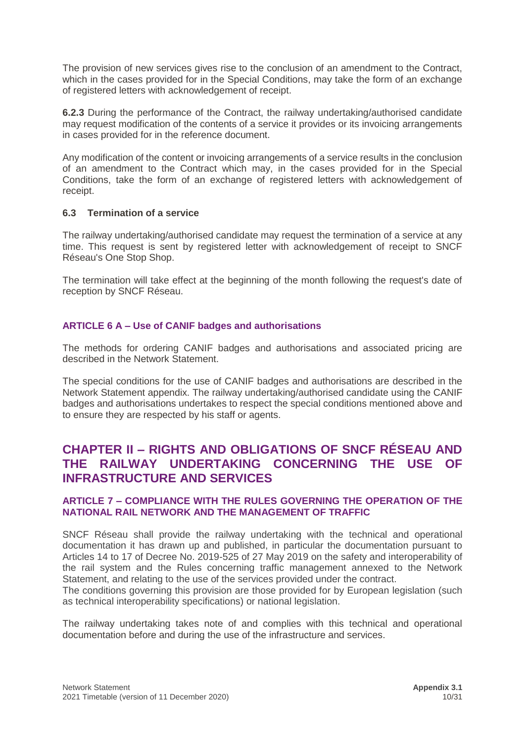The provision of new services gives rise to the conclusion of an amendment to the Contract, which in the cases provided for in the Special Conditions, may take the form of an exchange of registered letters with acknowledgement of receipt.

**6.2.3** During the performance of the Contract, the railway undertaking/authorised candidate may request modification of the contents of a service it provides or its invoicing arrangements in cases provided for in the reference document.

Any modification of the content or invoicing arrangements of a service results in the conclusion of an amendment to the Contract which may, in the cases provided for in the Special Conditions, take the form of an exchange of registered letters with acknowledgement of receipt.

### 6.3 Termination of a service

The railway undertaking/authorised candidate may request the termination of a service at any time. This request is sent by registered letter with acknowledgement of receipt to SNCF Réseau's One Stop Shop.

The termination will take effect at the beginning of the month following the request's date of reception by SNCF Réseau.

### ARTICLE 6 A – Use of CANIF badges and authorisations

The methods for ordering CANIF badges and authorisations and associated pricing are described in the Network Statement.

The special conditions for the use of CANIF badges and authorisations are described in the Network Statement appendix. The railway undertaking/authorised candidate using the CANIF badges and authorisations undertakes to respect the special conditions mentioned above and to ensure they are respected by his staff or agents.

## CHAPTER II – RIGHTS AND OBLIGATIONS OF SNCF RÉSEAU AND THE RAILWAY UNDERTAKING CONCERNING THE USE OF INFRASTRUCTURE AND SERVICES

### ARTICLE 7 – COMPLIANCE WITH THE RULES GOVERNING THE OPERATION OF THE NATIONAL RAIL NETWORK AND THE MANAGEMENT OF TRAFFIC

SNCF Réseau shall provide the railway undertaking with the technical and operational documentation it has drawn up and published, in particular the documentation pursuant to Articles 14 to 17 of Decree No. 2019-525 of 27 May 2019 on the safety and interoperability of the rail system and the Rules concerning traffic management annexed to the Network Statement, and relating to the use of the services provided under the contract.
The conditions governing this provision are those provided for by European legislation (such as technical interoperability specifications) or national legislation.

The railway undertaking takes note of and complies with this technical and operational documentation before and during the use of the infrastructure and services.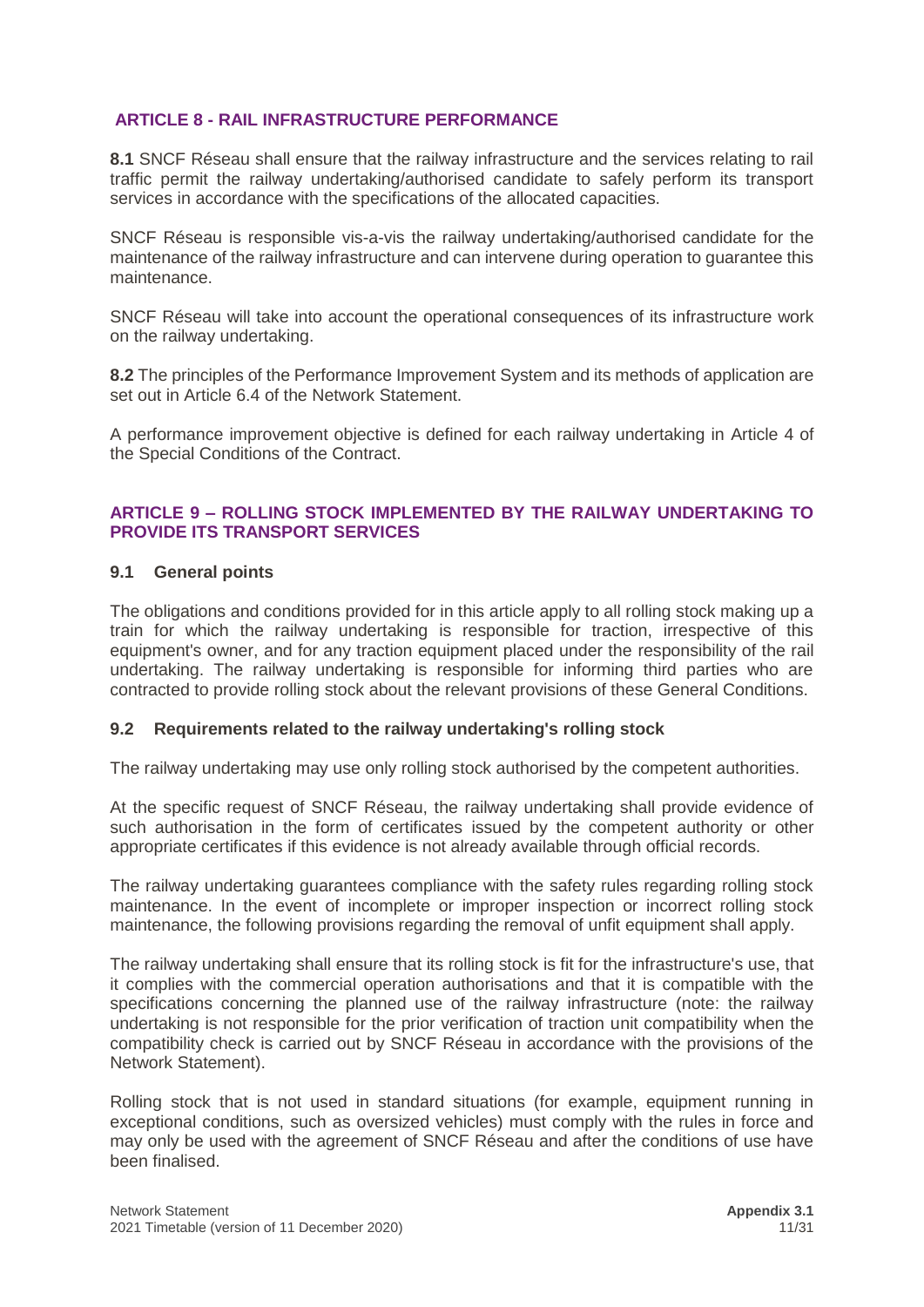## ARTICLE 8 - RAIL INFRASTRUCTURE PERFORMANCE

**8.1** SNCF Réseau shall ensure that the railway infrastructure and the services relating to rail traffic permit the railway undertaking/authorised candidate to safely perform its transport services in accordance with the specifications of the allocated capacities.

SNCF Réseau is responsible vis-a-vis the railway undertaking/authorised candidate for the maintenance of the railway infrastructure and can intervene during operation to guarantee this maintenance.

SNCF Réseau will take into account the operational consequences of its infrastructure work on the railway undertaking.

**8.2** The principles of the Performance Improvement System and its methods of application are set out in Article 6.4 of the Network Statement.

A performance improvement objective is defined for each railway undertaking in Article 4 of the Special Conditions of the Contract.

## ARTICLE 9 – ROLLING STOCK IMPLEMENTED BY THE RAILWAY UNDERTAKING TO PROVIDE ITS TRANSPORT SERVICES

### 9.1 General points

The obligations and conditions provided for in this article apply to all rolling stock making up a train for which the railway undertaking is responsible for traction, irrespective of this equipment's owner, and for any traction equipment placed under the responsibility of the rail undertaking. The railway undertaking is responsible for informing third parties who are contracted to provide rolling stock about the relevant provisions of these General Conditions.

### 9.2 Requirements related to the railway undertaking's rolling stock

The railway undertaking may use only rolling stock authorised by the competent authorities.

At the specific request of SNCF Réseau, the railway undertaking shall provide evidence of such authorisation in the form of certificates issued by the competent authority or other appropriate certificates if this evidence is not already available through official records.

The railway undertaking guarantees compliance with the safety rules regarding rolling stock maintenance. In the event of incomplete or improper inspection or incorrect rolling stock maintenance, the following provisions regarding the removal of unfit equipment shall apply.

The railway undertaking shall ensure that its rolling stock is fit for the infrastructure's use, that it complies with the commercial operation authorisations and that it is compatible with the specifications concerning the planned use of the railway infrastructure (note: the railway undertaking is not responsible for the prior verification of traction unit compatibility when the compatibility check is carried out by SNCF Réseau in accordance with the provisions of the Network Statement).

Rolling stock that is not used in standard situations (for example, equipment running in exceptional conditions, such as oversized vehicles) must comply with the rules in force and may only be used with the agreement of SNCF Réseau and after the conditions of use have been finalised.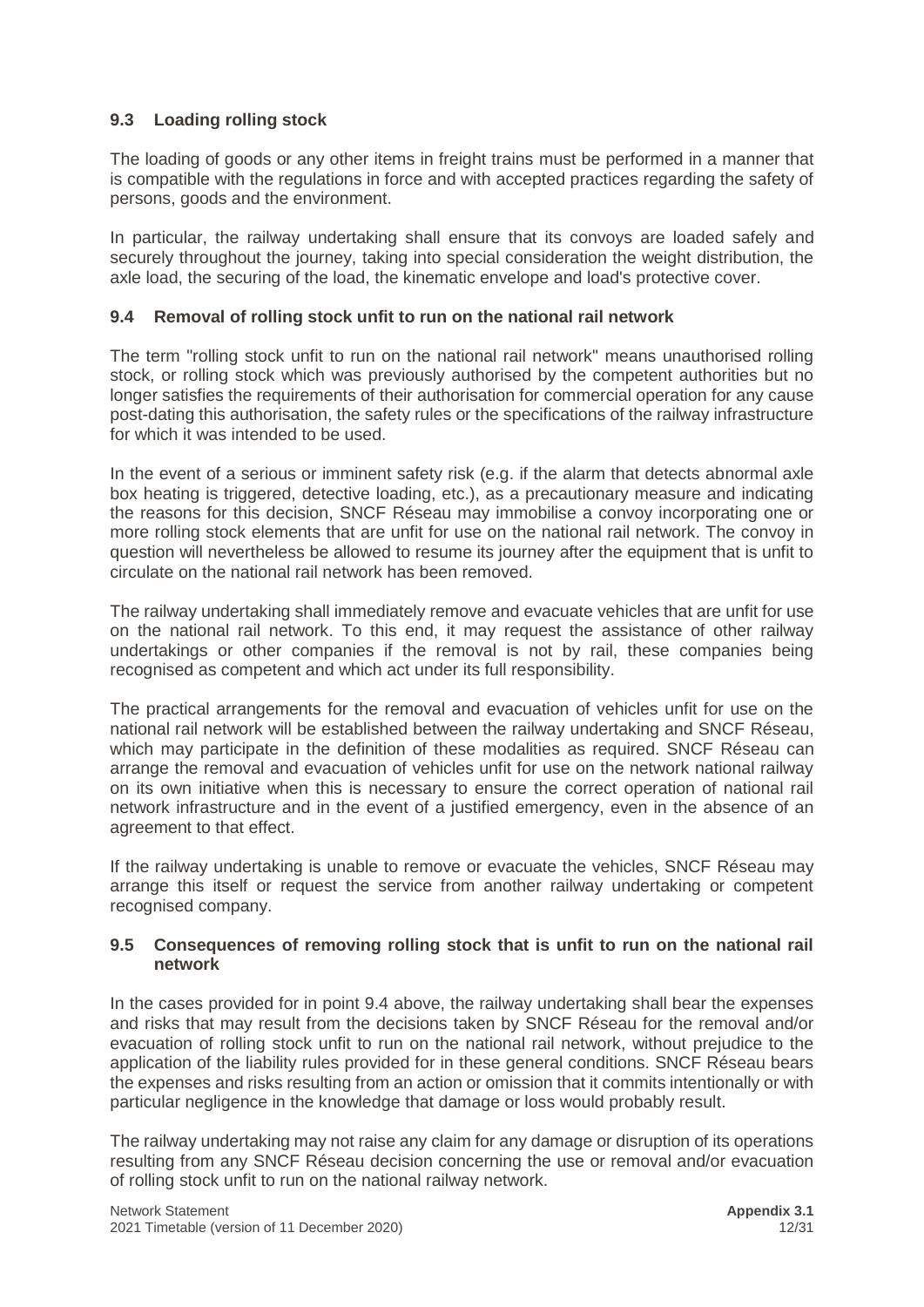### 9.3 Loading rolling stock

The loading of goods or any other items in freight trains must be performed in a manner that is compatible with the regulations in force and with accepted practices regarding the safety of persons, goods and the environment.

In particular, the railway undertaking shall ensure that its convoys are loaded safely and securely throughout the journey, taking into special consideration the weight distribution, the axle load, the securing of the load, the kinematic envelope and load's protective cover.

### 9.4 Removal of rolling stock unfit to run on the national rail network

The term "rolling stock unfit to run on the national rail network" means unauthorised rolling stock, or rolling stock which was previously authorised by the competent authorities but no longer satisfies the requirements of their authorisation for commercial operation for any cause post-dating this authorisation, the safety rules or the specifications of the railway infrastructure for which it was intended to be used.

In the event of a serious or imminent safety risk (e.g. if the alarm that detects abnormal axle box heating is triggered, detective loading, etc.), as a precautionary measure and indicating the reasons for this decision, SNCF Réseau may immobilise a convoy incorporating one or more rolling stock elements that are unfit for use on the national rail network. The convoy in question will nevertheless be allowed to resume its journey after the equipment that is unfit to circulate on the national rail network has been removed.

The railway undertaking shall immediately remove and evacuate vehicles that are unfit for use on the national rail network. To this end, it may request the assistance of other railway undertakings or other companies if the removal is not by rail, these companies being recognised as competent and which act under its full responsibility.

The practical arrangements for the removal and evacuation of vehicles unfit for use on the national rail network will be established between the railway undertaking and SNCF Réseau, which may participate in the definition of these modalities as required. SNCF Réseau can arrange the removal and evacuation of vehicles unfit for use on the network national railway on its own initiative when this is necessary to ensure the correct operation of national rail network infrastructure and in the event of a justified emergency, even in the absence of an agreement to that effect.

If the railway undertaking is unable to remove or evacuate the vehicles, SNCF Réseau may arrange this itself or request the service from another railway undertaking or competent recognised company.

### 9.5 Consequences of removing rolling stock that is unfit to run on the national rail network

In the cases provided for in point 9.4 above, the railway undertaking shall bear the expenses and risks that may result from the decisions taken by SNCF Réseau for the removal and/or evacuation of rolling stock unfit to run on the national rail network, without prejudice to the application of the liability rules provided for in these general conditions. SNCF Réseau bears the expenses and risks resulting from an action or omission that it commits intentionally or with particular negligence in the knowledge that damage or loss would probably result.

The railway undertaking may not raise any claim for any damage or disruption of its operations resulting from any SNCF Réseau decision concerning the use or removal and/or evacuation of rolling stock unfit to run on the national railway network.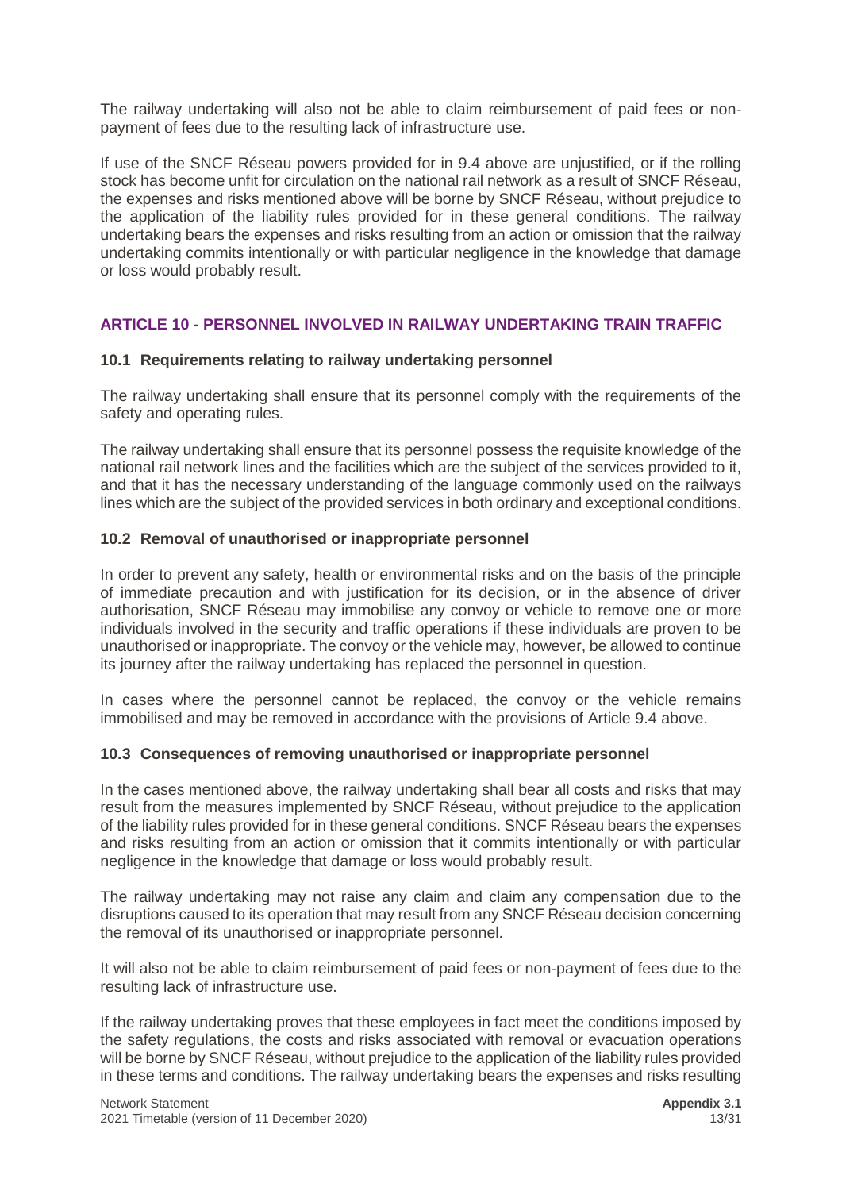The railway undertaking will also not be able to claim reimbursement of paid fees or non-payment of fees due to the resulting lack of infrastructure use.

If use of the SNCF Réseau powers provided for in 9.4 above are unjustified, or if the rolling stock has become unfit for circulation on the national rail network as a result of SNCF Réseau, the expenses and risks mentioned above will be borne by SNCF Réseau, without prejudice to the application of the liability rules provided for in these general conditions. The railway undertaking bears the expenses and risks resulting from an action or omission that the railway undertaking commits intentionally or with particular negligence in the knowledge that damage or loss would probably result.

## ARTICLE 10 - PERSONNEL INVOLVED IN RAILWAY UNDERTAKING TRAIN TRAFFIC

### 10.1 Requirements relating to railway undertaking personnel

The railway undertaking shall ensure that its personnel comply with the requirements of the safety and operating rules.

The railway undertaking shall ensure that its personnel possess the requisite knowledge of the national rail network lines and the facilities which are the subject of the services provided to it, and that it has the necessary understanding of the language commonly used on the railways lines which are the subject of the provided services in both ordinary and exceptional conditions.

### 10.2 Removal of unauthorised or inappropriate personnel

In order to prevent any safety, health or environmental risks and on the basis of the principle of immediate precaution and with justification for its decision, or in the absence of driver authorisation, SNCF Réseau may immobilise any convoy or vehicle to remove one or more individuals involved in the security and traffic operations if these individuals are proven to be unauthorised or inappropriate. The convoy or the vehicle may, however, be allowed to continue its journey after the railway undertaking has replaced the personnel in question.

In cases where the personnel cannot be replaced, the convoy or the vehicle remains immobilised and may be removed in accordance with the provisions of Article 9.4 above.

### 10.3 Consequences of removing unauthorised or inappropriate personnel

In the cases mentioned above, the railway undertaking shall bear all costs and risks that may result from the measures implemented by SNCF Réseau, without prejudice to the application of the liability rules provided for in these general conditions. SNCF Réseau bears the expenses and risks resulting from an action or omission that it commits intentionally or with particular negligence in the knowledge that damage or loss would probably result.

The railway undertaking may not raise any claim and claim any compensation due to the disruptions caused to its operation that may result from any SNCF Réseau decision concerning the removal of its unauthorised or inappropriate personnel.

It will also not be able to claim reimbursement of paid fees or non-payment of fees due to the resulting lack of infrastructure use.

If the railway undertaking proves that these employees in fact meet the conditions imposed by the safety regulations, the costs and risks associated with removal or evacuation operations will be borne by SNCF Réseau, without prejudice to the application of the liability rules provided in these terms and conditions. The railway undertaking bears the expenses and risks resulting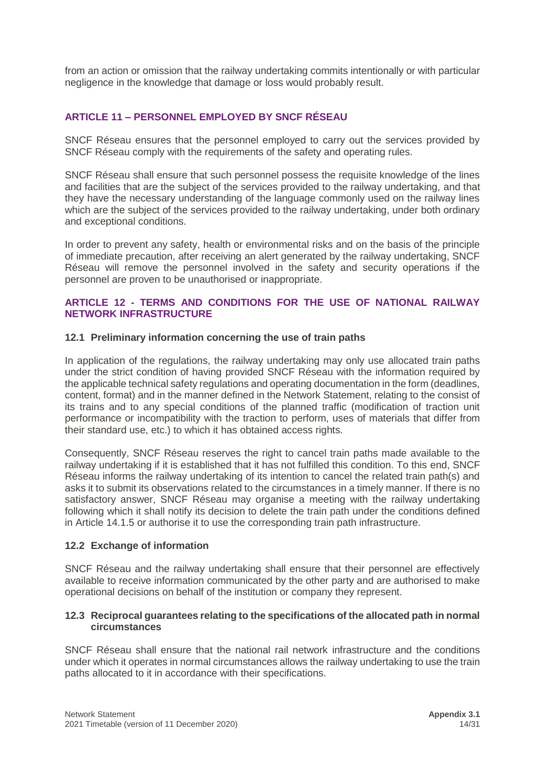from an action or omission that the railway undertaking commits intentionally or with particular negligence in the knowledge that damage or loss would probably result.

## ARTICLE 11 – PERSONNEL EMPLOYED BY SNCF RÉSEAU

SNCF Réseau ensures that the personnel employed to carry out the services provided by SNCF Réseau comply with the requirements of the safety and operating rules.

SNCF Réseau shall ensure that such personnel possess the requisite knowledge of the lines and facilities that are the subject of the services provided to the railway undertaking, and that they have the necessary understanding of the language commonly used on the railway lines which are the subject of the services provided to the railway undertaking, under both ordinary and exceptional conditions.

In order to prevent any safety, health or environmental risks and on the basis of the principle of immediate precaution, after receiving an alert generated by the railway undertaking, SNCF Réseau will remove the personnel involved in the safety and security operations if the personnel are proven to be unauthorised or inappropriate.

## ARTICLE 12 - TERMS AND CONDITIONS FOR THE USE OF NATIONAL RAILWAY NETWORK INFRASTRUCTURE

### 12.1 Preliminary information concerning the use of train paths

In application of the regulations, the railway undertaking may only use allocated train paths under the strict condition of having provided SNCF Réseau with the information required by the applicable technical safety regulations and operating documentation in the form (deadlines, content, format) and in the manner defined in the Network Statement, relating to the consist of its trains and to any special conditions of the planned traffic (modification of traction unit performance or incompatibility with the traction to perform, uses of materials that differ from their standard use, etc.) to which it has obtained access rights.

Consequently, SNCF Réseau reserves the right to cancel train paths made available to the railway undertaking if it is established that it has not fulfilled this condition. To this end, SNCF Réseau informs the railway undertaking of its intention to cancel the related train path(s) and asks it to submit its observations related to the circumstances in a timely manner. If there is no satisfactory answer, SNCF Réseau may organise a meeting with the railway undertaking following which it shall notify its decision to delete the train path under the conditions defined in Article 14.1.5 or authorise it to use the corresponding train path infrastructure.

### 12.2 Exchange of information

SNCF Réseau and the railway undertaking shall ensure that their personnel are effectively available to receive information communicated by the other party and are authorised to make operational decisions on behalf of the institution or company they represent.

### 12.3 Reciprocal guarantees relating to the specifications of the allocated path in normal circumstances

SNCF Réseau shall ensure that the national rail network infrastructure and the conditions under which it operates in normal circumstances allows the railway undertaking to use the train paths allocated to it in accordance with their specifications.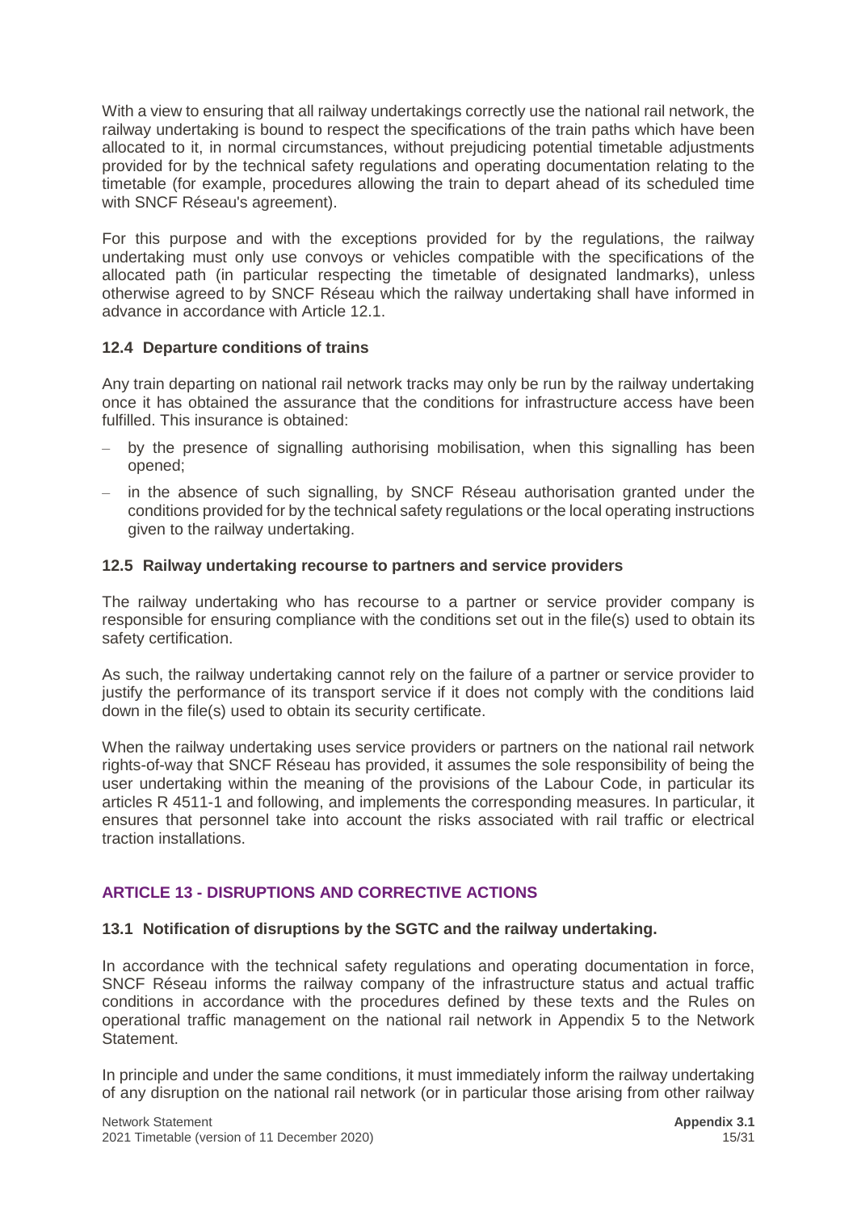With a view to ensuring that all railway undertakings correctly use the national rail network, the railway undertaking is bound to respect the specifications of the train paths which have been allocated to it, in normal circumstances, without prejudicing potential timetable adjustments provided for by the technical safety regulations and operating documentation relating to the timetable (for example, procedures allowing the train to depart ahead of its scheduled time with SNCF Réseau's agreement).

For this purpose and with the exceptions provided for by the regulations, the railway undertaking must only use convoys or vehicles compatible with the specifications of the allocated path (in particular respecting the timetable of designated landmarks), unless otherwise agreed to by SNCF Réseau which the railway undertaking shall have informed in advance in accordance with Article 12.1.

### 12.4 Departure conditions of trains

Any train departing on national rail network tracks may only be run by the railway undertaking once it has obtained the assurance that the conditions for infrastructure access have been fulfilled. This insurance is obtained:

- by the presence of signalling authorising mobilisation, when this signalling has been opened;
- in the absence of such signalling, by SNCF Réseau authorisation granted under the conditions provided for by the technical safety regulations or the local operating instructions given to the railway undertaking.

### 12.5 Railway undertaking recourse to partners and service providers

The railway undertaking who has recourse to a partner or service provider company is responsible for ensuring compliance with the conditions set out in the file(s) used to obtain its safety certification.

As such, the railway undertaking cannot rely on the failure of a partner or service provider to justify the performance of its transport service if it does not comply with the conditions laid down in the file(s) used to obtain its security certificate.

When the railway undertaking uses service providers or partners on the national rail network rights-of-way that SNCF Réseau has provided, it assumes the sole responsibility of being the user undertaking within the meaning of the provisions of the Labour Code, in particular its articles R 4511-1 and following, and implements the corresponding measures. In particular, it ensures that personnel take into account the risks associated with rail traffic or electrical traction installations.

## ARTICLE 13 - DISRUPTIONS AND CORRECTIVE ACTIONS

### 13.1 Notification of disruptions by the SGTC and the railway undertaking.

In accordance with the technical safety regulations and operating documentation in force, SNCF Réseau informs the railway company of the infrastructure status and actual traffic conditions in accordance with the procedures defined by these texts and the Rules on operational traffic management on the national rail network in Appendix 5 to the Network Statement.

In principle and under the same conditions, it must immediately inform the railway undertaking of any disruption on the national rail network (or in particular those arising from other railway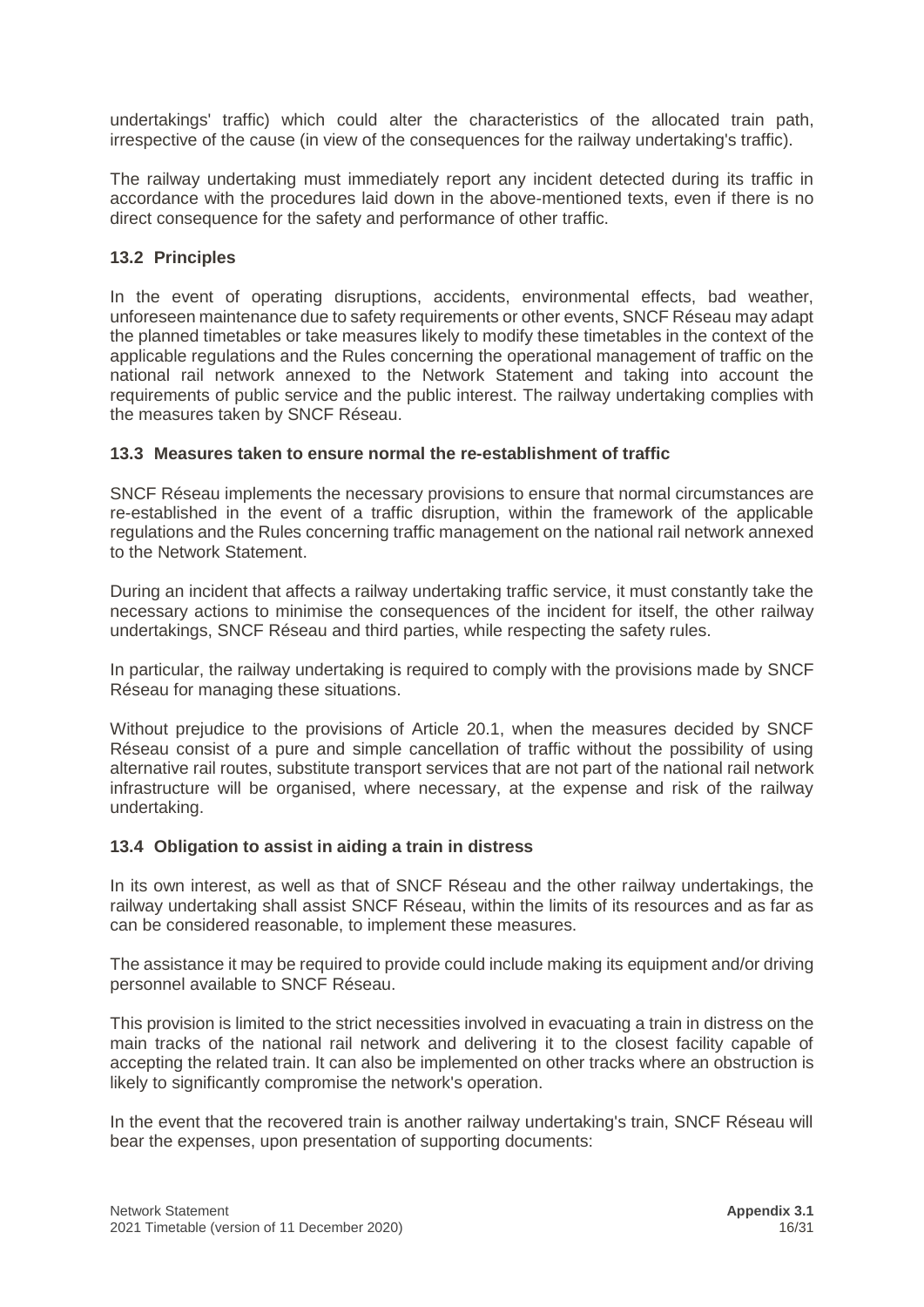undertakings' traffic) which could alter the characteristics of the allocated train path, irrespective of the cause (in view of the consequences for the railway undertaking's traffic).

The railway undertaking must immediately report any incident detected during its traffic in accordance with the procedures laid down in the above-mentioned texts, even if there is no direct consequence for the safety and performance of other traffic.

### 13.2 Principles

In the event of operating disruptions, accidents, environmental effects, bad weather, unforeseen maintenance due to safety requirements or other events, SNCF Réseau may adapt the planned timetables or take measures likely to modify these timetables in the context of the applicable regulations and the Rules concerning the operational management of traffic on the national rail network annexed to the Network Statement and taking into account the requirements of public service and the public interest. The railway undertaking complies with the measures taken by SNCF Réseau.

### 13.3 Measures taken to ensure normal the re-establishment of traffic

SNCF Réseau implements the necessary provisions to ensure that normal circumstances are re-established in the event of a traffic disruption, within the framework of the applicable regulations and the Rules concerning traffic management on the national rail network annexed to the Network Statement.

During an incident that affects a railway undertaking traffic service, it must constantly take the necessary actions to minimise the consequences of the incident for itself, the other railway undertakings, SNCF Réseau and third parties, while respecting the safety rules.

In particular, the railway undertaking is required to comply with the provisions made by SNCF Réseau for managing these situations.

Without prejudice to the provisions of Article 20.1, when the measures decided by SNCF Réseau consist of a pure and simple cancellation of traffic without the possibility of using alternative rail routes, substitute transport services that are not part of the national rail network infrastructure will be organised, where necessary, at the expense and risk of the railway undertaking.

### 13.4 Obligation to assist in aiding a train in distress

In its own interest, as well as that of SNCF Réseau and the other railway undertakings, the railway undertaking shall assist SNCF Réseau, within the limits of its resources and as far as can be considered reasonable, to implement these measures.

The assistance it may be required to provide could include making its equipment and/or driving personnel available to SNCF Réseau.

This provision is limited to the strict necessities involved in evacuating a train in distress on the main tracks of the national rail network and delivering it to the closest facility capable of accepting the related train. It can also be implemented on other tracks where an obstruction is likely to significantly compromise the network's operation.

In the event that the recovered train is another railway undertaking's train, SNCF Réseau will bear the expenses, upon presentation of supporting documents: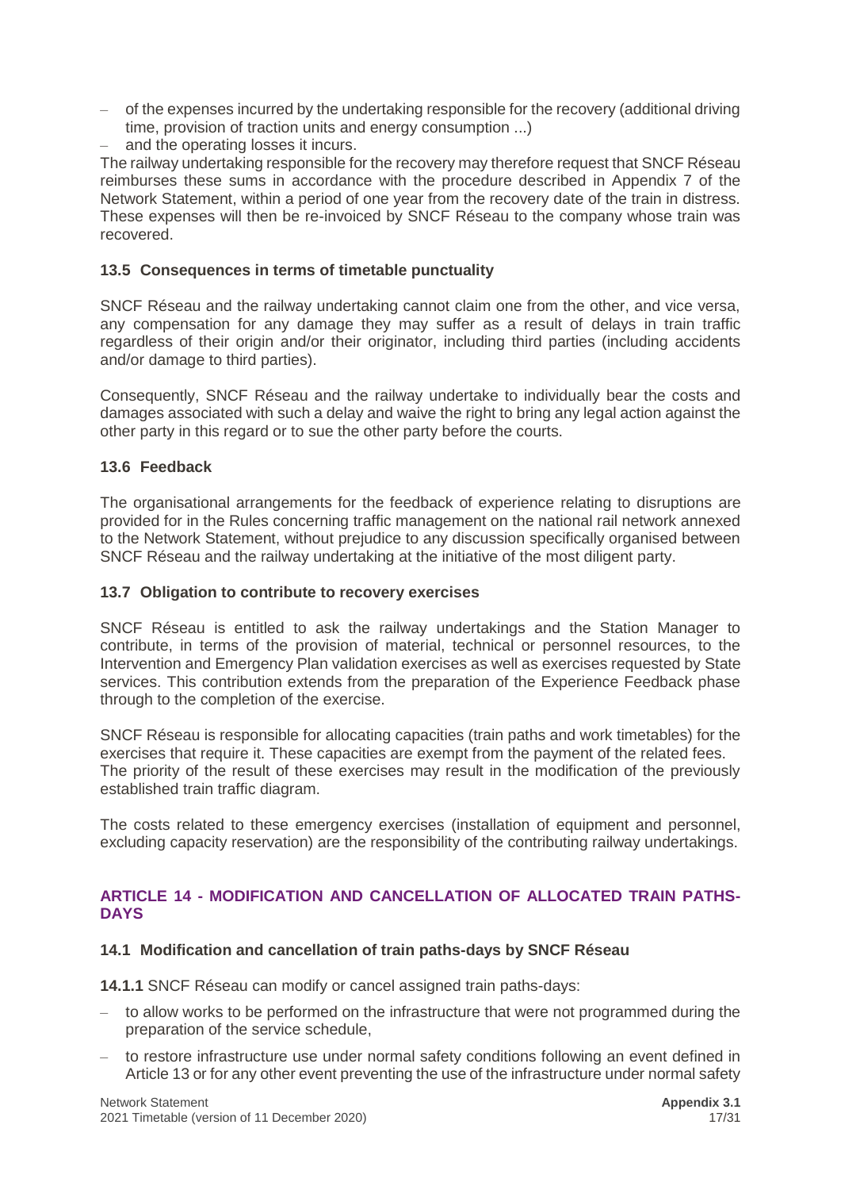- of the expenses incurred by the undertaking responsible for the recovery (additional driving time, provision of traction units and energy consumption ...)
- and the operating losses it incurs.

The railway undertaking responsible for the recovery may therefore request that SNCF Réseau reimburses these sums in accordance with the procedure described in Appendix 7 of the Network Statement, within a period of one year from the recovery date of the train in distress. These expenses will then be re-invoiced by SNCF Réseau to the company whose train was recovered.

### 13.5 Consequences in terms of timetable punctuality

SNCF Réseau and the railway undertaking cannot claim one from the other, and vice versa, any compensation for any damage they may suffer as a result of delays in train traffic regardless of their origin and/or their originator, including third parties (including accidents and/or damage to third parties).

Consequently, SNCF Réseau and the railway undertake to individually bear the costs and damages associated with such a delay and waive the right to bring any legal action against the other party in this regard or to sue the other party before the courts.

### 13.6 Feedback

The organisational arrangements for the feedback of experience relating to disruptions are provided for in the Rules concerning traffic management on the national rail network annexed to the Network Statement, without prejudice to any discussion specifically organised between SNCF Réseau and the railway undertaking at the initiative of the most diligent party.

### 13.7 Obligation to contribute to recovery exercises

SNCF Réseau is entitled to ask the railway undertakings and the Station Manager to contribute, in terms of the provision of material, technical or personnel resources, to the Intervention and Emergency Plan validation exercises as well as exercises requested by State services. This contribution extends from the preparation of the Experience Feedback phase through to the completion of the exercise.

SNCF Réseau is responsible for allocating capacities (train paths and work timetables) for the exercises that require it. These capacities are exempt from the payment of the related fees. The priority of the result of these exercises may result in the modification of the previously established train traffic diagram.

The costs related to these emergency exercises (installation of equipment and personnel, excluding capacity reservation) are the responsibility of the contributing railway undertakings.

## ARTICLE 14 - MODIFICATION AND CANCELLATION OF ALLOCATED TRAIN PATHS-DAYS

### 14.1 Modification and cancellation of train paths-days by SNCF Réseau

**14.1.1** SNCF Réseau can modify or cancel assigned train paths-days:

- to allow works to be performed on the infrastructure that were not programmed during the preparation of the service schedule,
- to restore infrastructure use under normal safety conditions following an event defined in Article 13 or for any other event preventing the use of the infrastructure under normal safety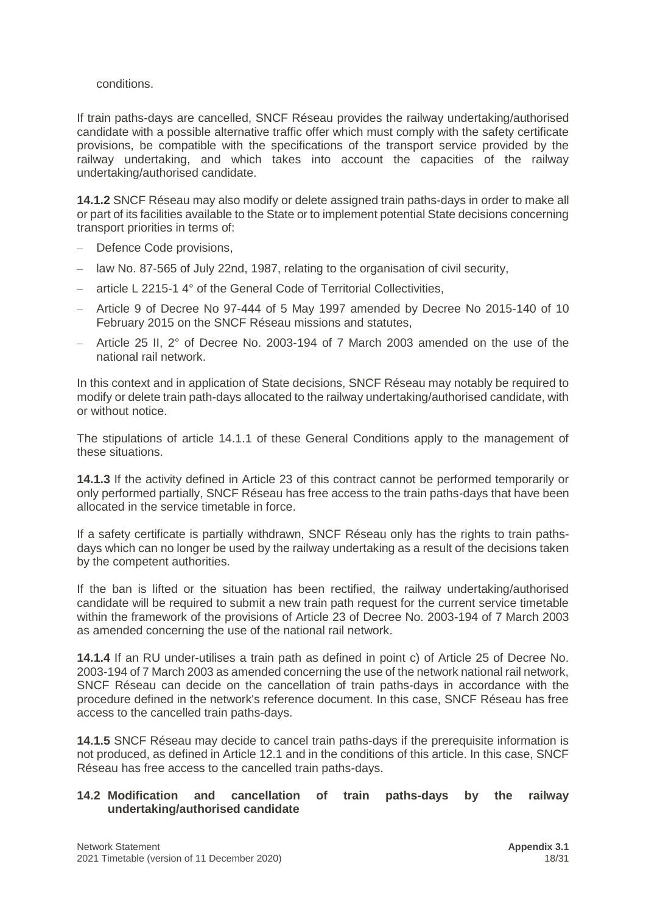conditions.

If train paths-days are cancelled, SNCF Réseau provides the railway undertaking/authorised candidate with a possible alternative traffic offer which must comply with the safety certificate provisions, be compatible with the specifications of the transport service provided by the railway undertaking, and which takes into account the capacities of the railway undertaking/authorised candidate.

**14.1.2** SNCF Réseau may also modify or delete assigned train paths-days in order to make all or part of its facilities available to the State or to implement potential State decisions concerning transport priorities in terms of:

- Defence Code provisions,
- law No. 87-565 of July 22nd, 1987, relating to the organisation of civil security,
- article L 2215-1 4° of the General Code of Territorial Collectivities,
- Article 9 of Decree No 97-444 of 5 May 1997 amended by Decree No 2015-140 of 10 February 2015 on the SNCF Réseau missions and statutes,
- Article 25 II, 2° of Decree No. 2003-194 of 7 March 2003 amended on the use of the national rail network.

In this context and in application of State decisions, SNCF Réseau may notably be required to modify or delete train path-days allocated to the railway undertaking/authorised candidate, with or without notice.

The stipulations of article 14.1.1 of these General Conditions apply to the management of these situations.

**14.1.3** If the activity defined in Article 23 of this contract cannot be performed temporarily or only performed partially, SNCF Réseau has free access to the train paths-days that have been allocated in the service timetable in force.

If a safety certificate is partially withdrawn, SNCF Réseau only has the rights to train paths-days which can no longer be used by the railway undertaking as a result of the decisions taken by the competent authorities.

If the ban is lifted or the situation has been rectified, the railway undertaking/authorised candidate will be required to submit a new train path request for the current service timetable within the framework of the provisions of Article 23 of Decree No. 2003-194 of 7 March 2003 as amended concerning the use of the national rail network.

**14.1.4** If an RU under-utilises a train path as defined in point c) of Article 25 of Decree No. 2003-194 of 7 March 2003 as amended concerning the use of the network national rail network, SNCF Réseau can decide on the cancellation of train paths-days in accordance with the procedure defined in the network's reference document. In this case, SNCF Réseau has free access to the cancelled train paths-days.

**14.1.5** SNCF Réseau may decide to cancel train paths-days if the prerequisite information is not produced, as defined in Article 12.1 and in the conditions of this article. In this case, SNCF Réseau has free access to the cancelled train paths-days.

### 14.2 Modification and cancellation of train paths-days by the railway undertaking/authorised candidate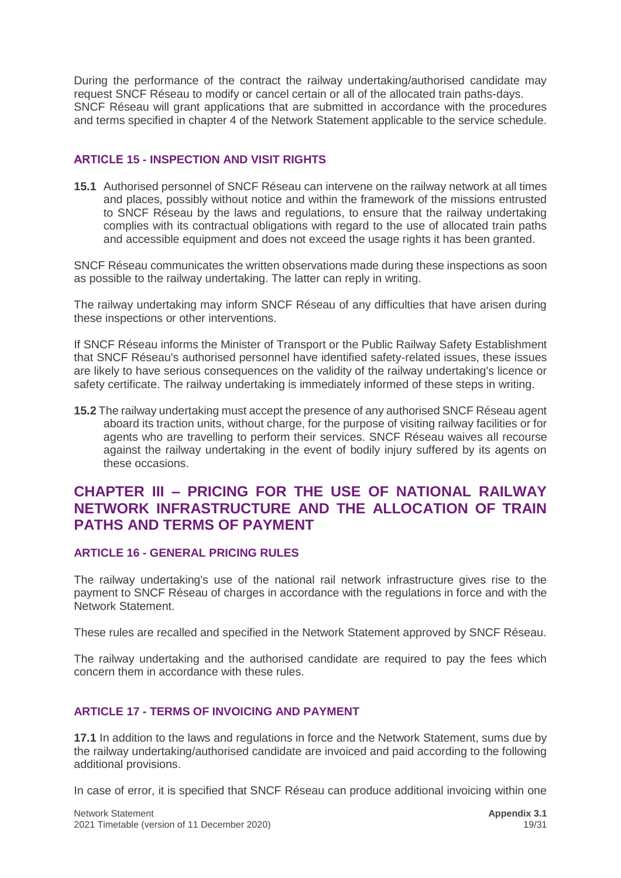During the performance of the contract the railway undertaking/authorised candidate may request SNCF Réseau to modify or cancel certain or all of the allocated train paths-days. SNCF Réseau will grant applications that are submitted in accordance with the procedures and terms specified in chapter 4 of the Network Statement applicable to the service schedule.

### ARTICLE 15 - INSPECTION AND VISIT RIGHTS

**15.1** Authorised personnel of SNCF Réseau can intervene on the railway network at all times and places, possibly without notice and within the framework of the missions entrusted to SNCF Réseau by the laws and regulations, to ensure that the railway undertaking complies with its contractual obligations with regard to the use of allocated train paths and accessible equipment and does not exceed the usage rights it has been granted.

SNCF Réseau communicates the written observations made during these inspections as soon as possible to the railway undertaking. The latter can reply in writing.

The railway undertaking may inform SNCF Réseau of any difficulties that have arisen during these inspections or other interventions.

If SNCF Réseau informs the Minister of Transport or the Public Railway Safety Establishment that SNCF Réseau's authorised personnel have identified safety-related issues, these issues are likely to have serious consequences on the validity of the railway undertaking's licence or safety certificate. The railway undertaking is immediately informed of these steps in writing.

**15.2** The railway undertaking must accept the presence of any authorised SNCF Réseau agent aboard its traction units, without charge, for the purpose of visiting railway facilities or for agents who are travelling to perform their services. SNCF Réseau waives all recourse against the railway undertaking in the event of bodily injury suffered by its agents on these occasions.

## CHAPTER III – PRICING FOR THE USE OF NATIONAL RAILWAY NETWORK INFRASTRUCTURE AND THE ALLOCATION OF TRAIN PATHS AND TERMS OF PAYMENT

### ARTICLE 16 - GENERAL PRICING RULES

The railway undertaking's use of the national rail network infrastructure gives rise to the payment to SNCF Réseau of charges in accordance with the regulations in force and with the Network Statement.

These rules are recalled and specified in the Network Statement approved by SNCF Réseau.

The railway undertaking and the authorised candidate are required to pay the fees which concern them in accordance with these rules.

### ARTICLE 17 - TERMS OF INVOICING AND PAYMENT

**17.1** In addition to the laws and regulations in force and the Network Statement, sums due by the railway undertaking/authorised candidate are invoiced and paid according to the following additional provisions.

In case of error, it is specified that SNCF Réseau can produce additional invoicing within one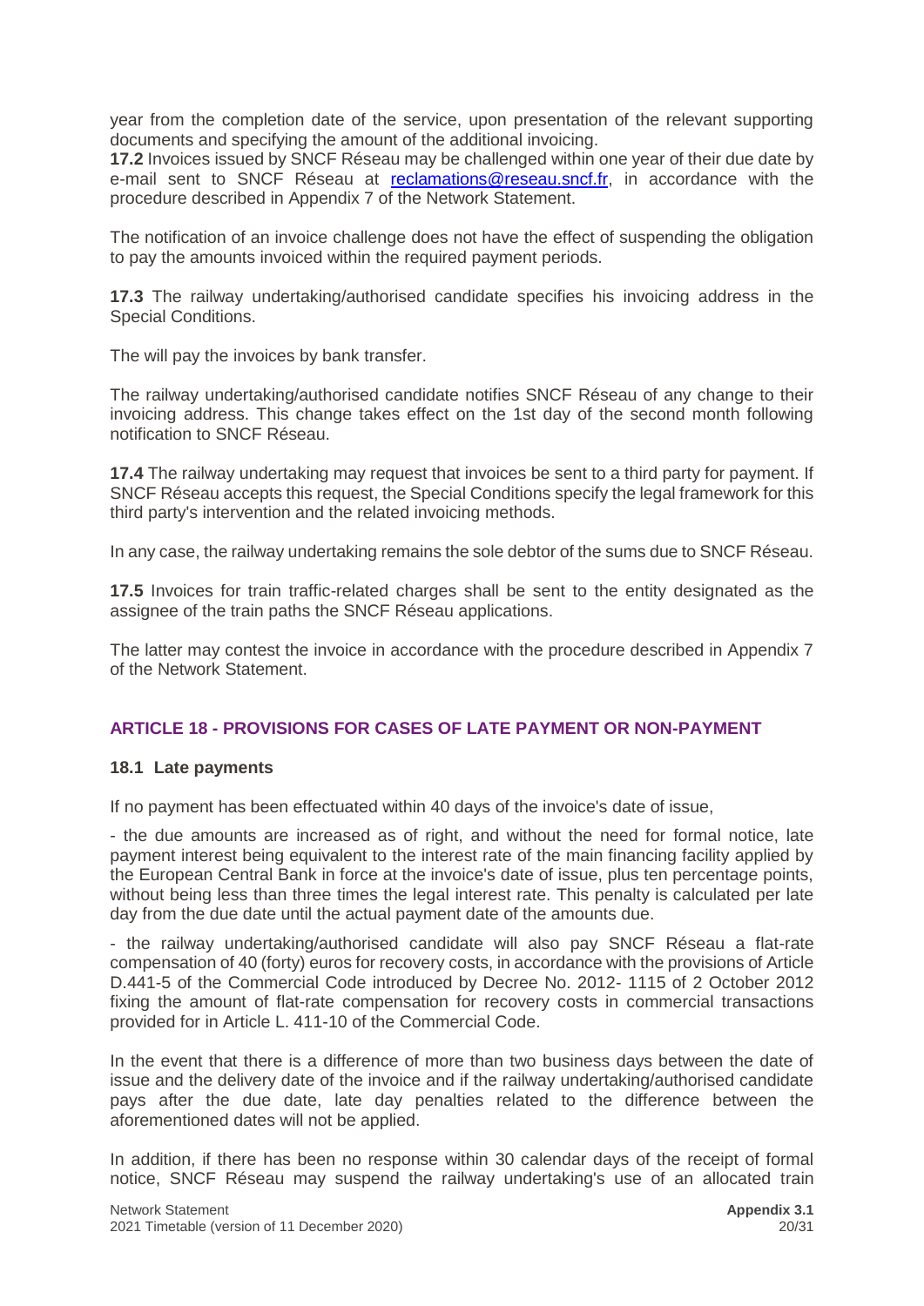year from the completion date of the service, upon presentation of the relevant supporting documents and specifying the amount of the additional invoicing.

**17.2** Invoices issued by SNCF Réseau may be challenged within one year of their due date by e-mail sent to SNCF Réseau at reclamations@reseau.sncf.fr, in accordance with the procedure described in Appendix 7 of the Network Statement.

The notification of an invoice challenge does not have the effect of suspending the obligation to pay the amounts invoiced within the required payment periods.

**17.3** The railway undertaking/authorised candidate specifies his invoicing address in the Special Conditions.

The will pay the invoices by bank transfer.

The railway undertaking/authorised candidate notifies SNCF Réseau of any change to their invoicing address. This change takes effect on the 1st day of the second month following notification to SNCF Réseau.

**17.4** The railway undertaking may request that invoices be sent to a third party for payment. If SNCF Réseau accepts this request, the Special Conditions specify the legal framework for this third party's intervention and the related invoicing methods.

In any case, the railway undertaking remains the sole debtor of the sums due to SNCF Réseau.

**17.5** Invoices for train traffic-related charges shall be sent to the entity designated as the assignee of the train paths the SNCF Réseau applications.

The latter may contest the invoice in accordance with the procedure described in Appendix 7 of the Network Statement.

## ARTICLE 18 - PROVISIONS FOR CASES OF LATE PAYMENT OR NON-PAYMENT

### 18.1 Late payments

If no payment has been effectuated within 40 days of the invoice's date of issue,

- the due amounts are increased as of right, and without the need for formal notice, late payment interest being equivalent to the interest rate of the main financing facility applied by the European Central Bank in force at the invoice's date of issue, plus ten percentage points, without being less than three times the legal interest rate. This penalty is calculated per late day from the due date until the actual payment date of the amounts due.

- the railway undertaking/authorised candidate will also pay SNCF Réseau a flat-rate compensation of 40 (forty) euros for recovery costs, in accordance with the provisions of Article D.441-5 of the Commercial Code introduced by Decree No. 2012- 1115 of 2 October 2012 fixing the amount of flat-rate compensation for recovery costs in commercial transactions provided for in Article L. 411-10 of the Commercial Code.

In the event that there is a difference of more than two business days between the date of issue and the delivery date of the invoice and if the railway undertaking/authorised candidate pays after the due date, late day penalties related to the difference between the aforementioned dates will not be applied.

In addition, if there has been no response within 30 calendar days of the receipt of formal notice, SNCF Réseau may suspend the railway undertaking's use of an allocated train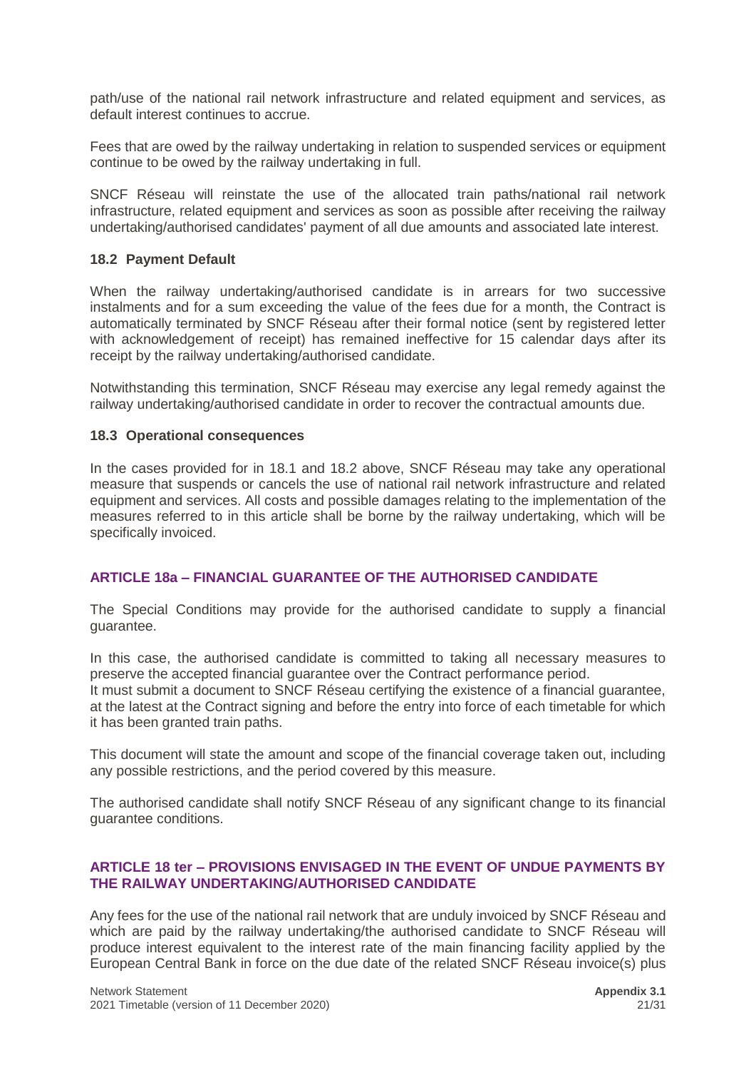path/use of the national rail network infrastructure and related equipment and services, as default interest continues to accrue.

Fees that are owed by the railway undertaking in relation to suspended services or equipment continue to be owed by the railway undertaking in full.

SNCF Réseau will reinstate the use of the allocated train paths/national rail network infrastructure, related equipment and services as soon as possible after receiving the railway undertaking/authorised candidates' payment of all due amounts and associated late interest.

### 18.2 Payment Default

When the railway undertaking/authorised candidate is in arrears for two successive instalments and for a sum exceeding the value of the fees due for a month, the Contract is automatically terminated by SNCF Réseau after their formal notice (sent by registered letter with acknowledgement of receipt) has remained ineffective for 15 calendar days after its receipt by the railway undertaking/authorised candidate.

Notwithstanding this termination, SNCF Réseau may exercise any legal remedy against the railway undertaking/authorised candidate in order to recover the contractual amounts due.

### 18.3 Operational consequences

In the cases provided for in 18.1 and 18.2 above, SNCF Réseau may take any operational measure that suspends or cancels the use of national rail network infrastructure and related equipment and services. All costs and possible damages relating to the implementation of the measures referred to in this article shall be borne by the railway undertaking, which will be specifically invoiced.

## ARTICLE 18a – FINANCIAL GUARANTEE OF THE AUTHORISED CANDIDATE

The Special Conditions may provide for the authorised candidate to supply a financial guarantee.

In this case, the authorised candidate is committed to taking all necessary measures to preserve the accepted financial guarantee over the Contract performance period.
It must submit a document to SNCF Réseau certifying the existence of a financial guarantee, at the latest at the Contract signing and before the entry into force of each timetable for which it has been granted train paths.

This document will state the amount and scope of the financial coverage taken out, including any possible restrictions, and the period covered by this measure.

The authorised candidate shall notify SNCF Réseau of any significant change to its financial guarantee conditions.

## ARTICLE 18 ter – PROVISIONS ENVISAGED IN THE EVENT OF UNDUE PAYMENTS BY THE RAILWAY UNDERTAKING/AUTHORISED CANDIDATE

Any fees for the use of the national rail network that are unduly invoiced by SNCF Réseau and which are paid by the railway undertaking/the authorised candidate to SNCF Réseau will produce interest equivalent to the interest rate of the main financing facility applied by the European Central Bank in force on the due date of the related SNCF Réseau invoice(s) plus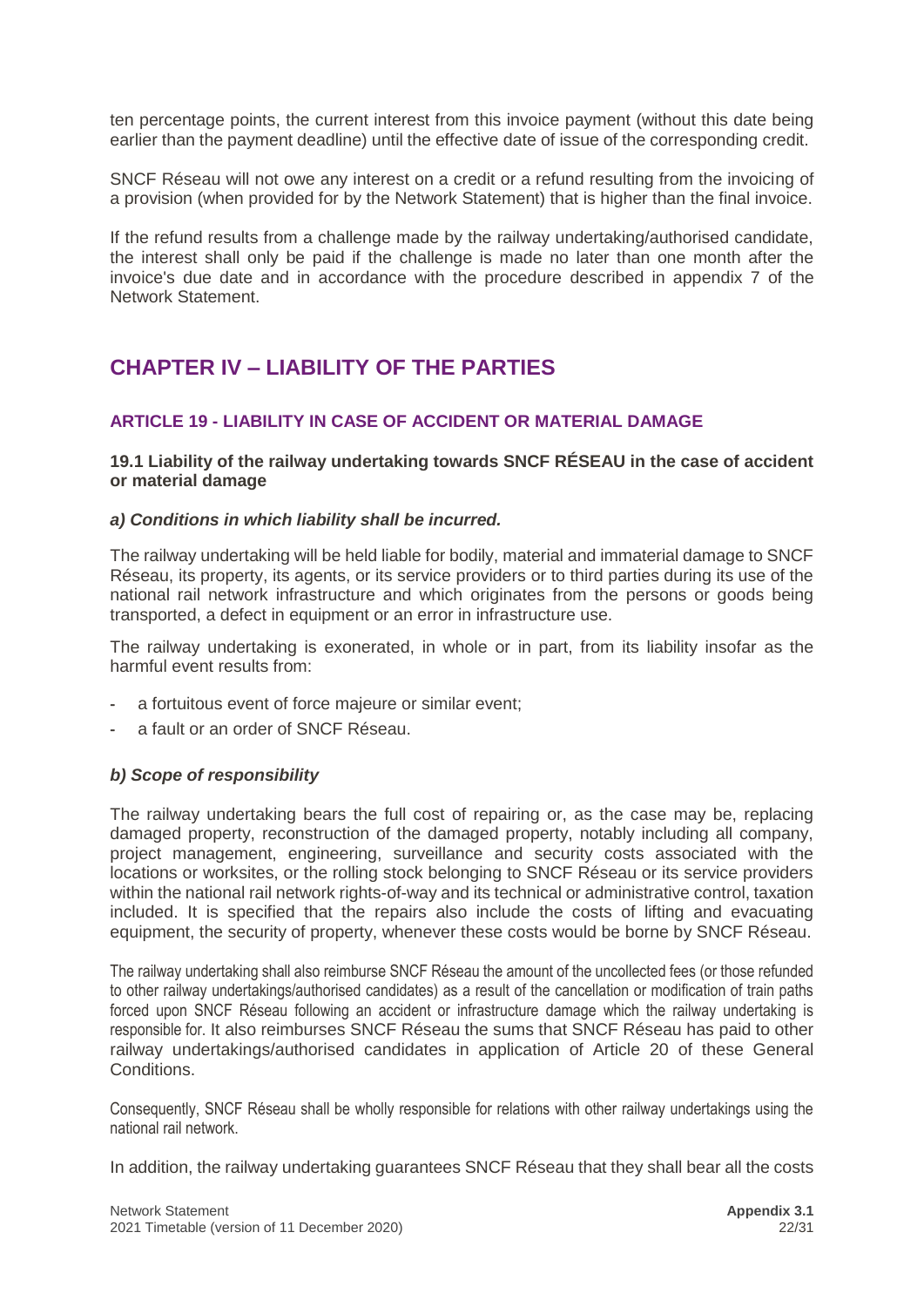ten percentage points, the current interest from this invoice payment (without this date being earlier than the payment deadline) until the effective date of issue of the corresponding credit.

SNCF Réseau will not owe any interest on a credit or a refund resulting from the invoicing of a provision (when provided for by the Network Statement) that is higher than the final invoice.

If the refund results from a challenge made by the railway undertaking/authorised candidate, the interest shall only be paid if the challenge is made no later than one month after the invoice's due date and in accordance with the procedure described in appendix 7 of the Network Statement.

# CHAPTER IV – LIABILITY OF THE PARTIES

## ARTICLE 19 - LIABILITY IN CASE OF ACCIDENT OR MATERIAL DAMAGE

### 19.1 Liability of the railway undertaking towards SNCF RÉSEAU in the case of accident or material damage

#### *a) Conditions in which liability shall be incurred.*

The railway undertaking will be held liable for bodily, material and immaterial damage to SNCF Réseau, its property, its agents, or its service providers or to third parties during its use of the national rail network infrastructure and which originates from the persons or goods being transported, a defect in equipment or an error in infrastructure use.

The railway undertaking is exonerated, in whole or in part, from its liability insofar as the harmful event results from:

- a fortuitous event of force majeure or similar event;
- a fault or an order of SNCF Réseau.

#### *b) Scope of responsibility*

The railway undertaking bears the full cost of repairing or, as the case may be, replacing damaged property, reconstruction of the damaged property, notably including all company, project management, engineering, surveillance and security costs associated with the locations or worksites, or the rolling stock belonging to SNCF Réseau or its service providers within the national rail network rights-of-way and its technical or administrative control, taxation included. It is specified that the repairs also include the costs of lifting and evacuating equipment, the security of property, whenever these costs would be borne by SNCF Réseau.

The railway undertaking shall also reimburse SNCF Réseau the amount of the uncollected fees (or those refunded to other railway undertakings/authorised candidates) as a result of the cancellation or modification of train paths forced upon SNCF Réseau following an accident or infrastructure damage which the railway undertaking is responsible for. It also reimburses SNCF Réseau the sums that SNCF Réseau has paid to other railway undertakings/authorised candidates in application of Article 20 of these General Conditions.

Consequently, SNCF Réseau shall be wholly responsible for relations with other railway undertakings using the national rail network.

In addition, the railway undertaking guarantees SNCF Réseau that they shall bear all the costs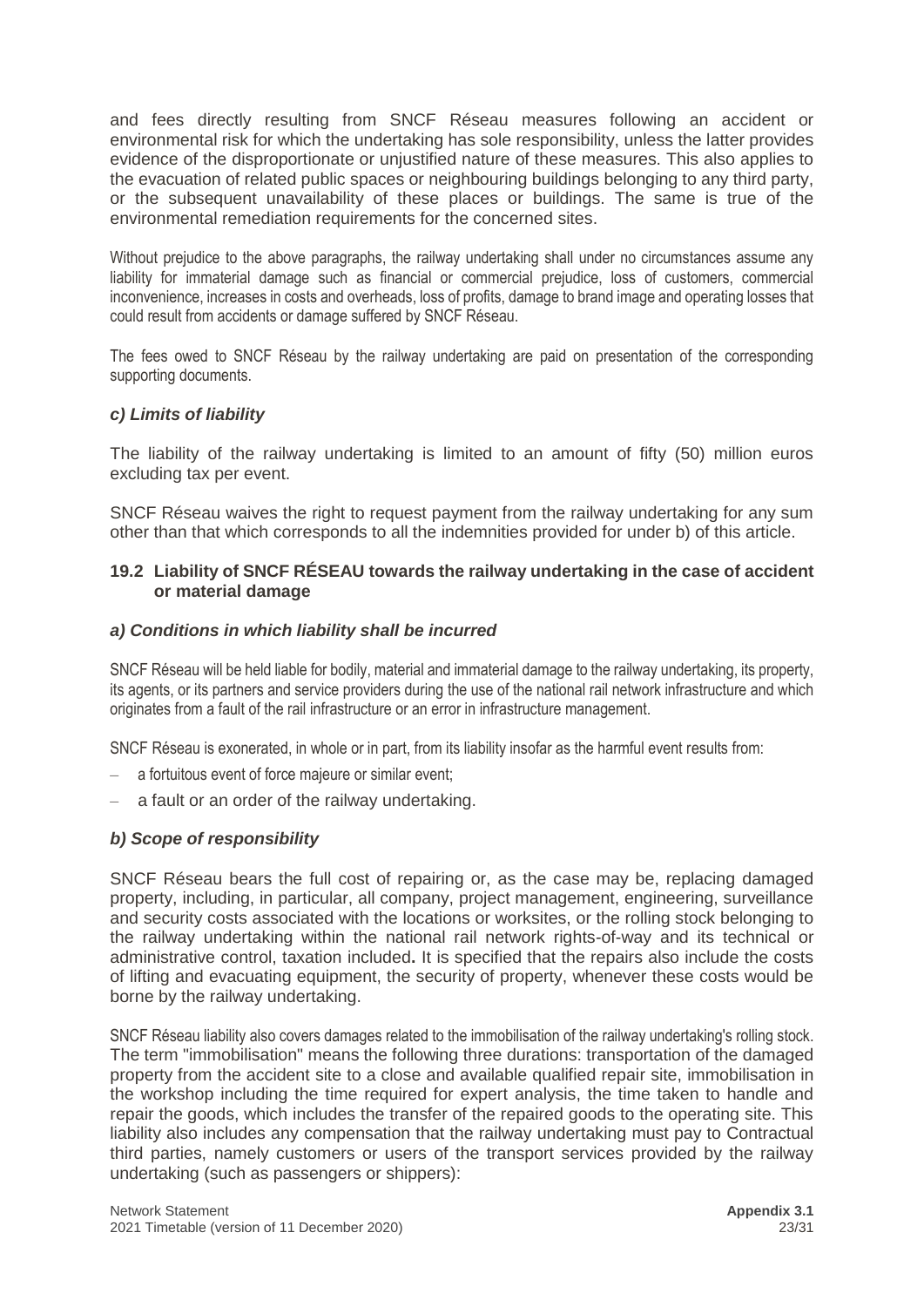and fees directly resulting from SNCF Réseau measures following an accident or environmental risk for which the undertaking has sole responsibility, unless the latter provides evidence of the disproportionate or unjustified nature of these measures. This also applies to the evacuation of related public spaces or neighbouring buildings belonging to any third party, or the subsequent unavailability of these places or buildings. The same is true of the environmental remediation requirements for the concerned sites.

Without prejudice to the above paragraphs, the railway undertaking shall under no circumstances assume any liability for immaterial damage such as financial or commercial prejudice, loss of customers, commercial inconvenience, increases in costs and overheads, loss of profits, damage to brand image and operating losses that could result from accidents or damage suffered by SNCF Réseau.

The fees owed to SNCF Réseau by the railway undertaking are paid on presentation of the corresponding supporting documents.

#### *c) Limits of liability*

The liability of the railway undertaking is limited to an amount of fifty (50) million euros excluding tax per event.

SNCF Réseau waives the right to request payment from the railway undertaking for any sum other than that which corresponds to all the indemnities provided for under b) of this article.

### 19.2 Liability of SNCF RÉSEAU towards the railway undertaking in the case of accident or material damage

#### *a) Conditions in which liability shall be incurred*

SNCF Réseau will be held liable for bodily, material and immaterial damage to the railway undertaking, its property, its agents, or its partners and service providers during the use of the national rail network infrastructure and which originates from a fault of the rail infrastructure or an error in infrastructure management.

SNCF Réseau is exonerated, in whole or in part, from its liability insofar as the harmful event results from:

- a fortuitous event of force majeure or similar event;
- a fault or an order of the railway undertaking.

#### *b) Scope of responsibility*

SNCF Réseau bears the full cost of repairing or, as the case may be, replacing damaged property, including, in particular, all company, project management, engineering, surveillance and security costs associated with the locations or worksites, or the rolling stock belonging to the railway undertaking within the national rail network rights-of-way and its technical or administrative control, taxation included**.** It is specified that the repairs also include the costs of lifting and evacuating equipment, the security of property, whenever these costs would be borne by the railway undertaking.

SNCF Réseau liability also covers damages related to the immobilisation of the railway undertaking's rolling stock. The term "immobilisation" means the following three durations: transportation of the damaged property from the accident site to a close and available qualified repair site, immobilisation in the workshop including the time required for expert analysis, the time taken to handle and repair the goods, which includes the transfer of the repaired goods to the operating site. This liability also includes any compensation that the railway undertaking must pay to Contractual third parties, namely customers or users of the transport services provided by the railway undertaking (such as passengers or shippers):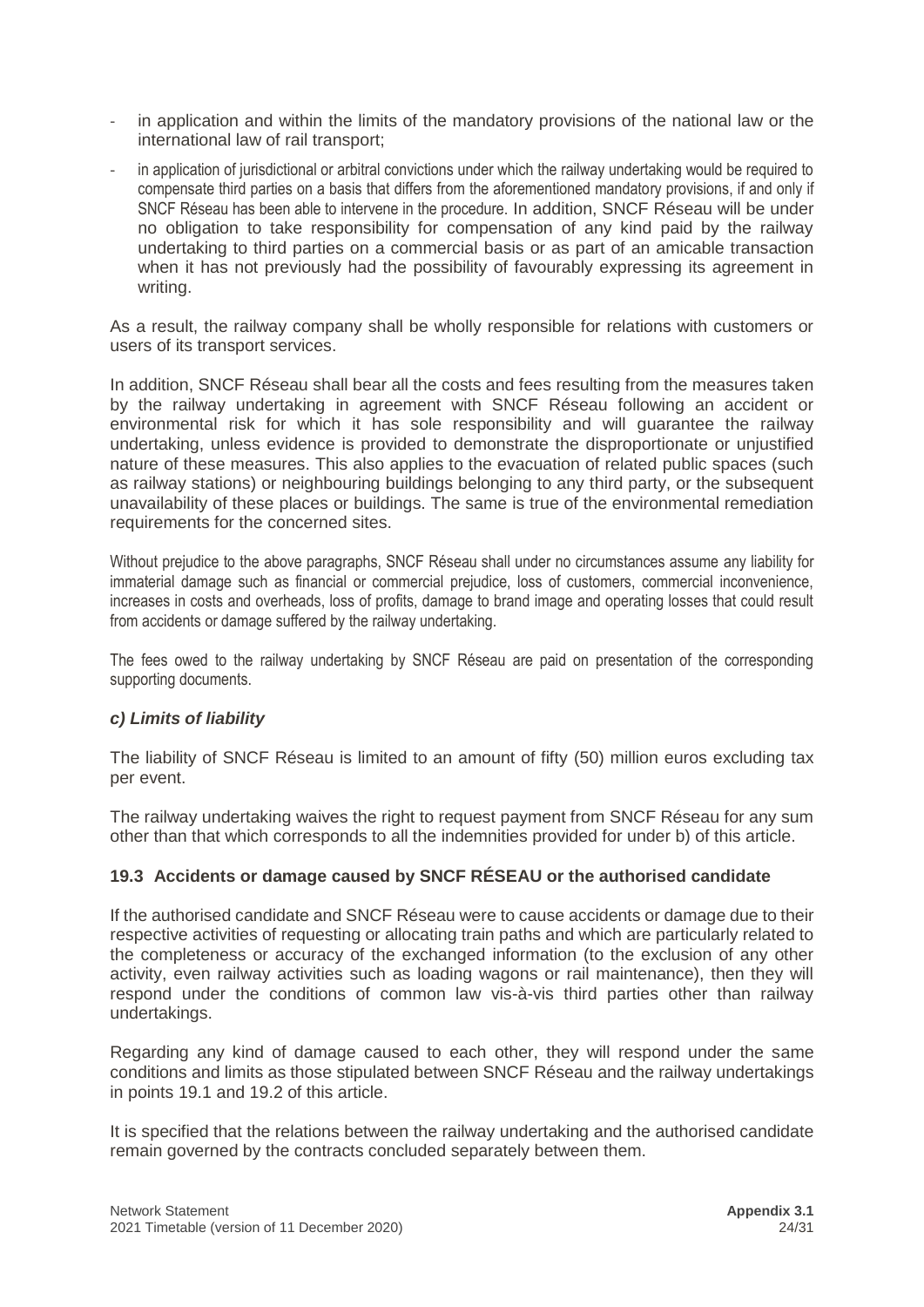- in application and within the limits of the mandatory provisions of the national law or the international law of rail transport;
- in application of jurisdictional or arbitral convictions under which the railway undertaking would be required to compensate third parties on a basis that differs from the aforementioned mandatory provisions, if and only if SNCF Réseau has been able to intervene in the procedure. In addition, SNCF Réseau will be under no obligation to take responsibility for compensation of any kind paid by the railway undertaking to third parties on a commercial basis or as part of an amicable transaction when it has not previously had the possibility of favourably expressing its agreement in writing.

As a result, the railway company shall be wholly responsible for relations with customers or users of its transport services.

In addition, SNCF Réseau shall bear all the costs and fees resulting from the measures taken by the railway undertaking in agreement with SNCF Réseau following an accident or environmental risk for which it has sole responsibility and will guarantee the railway undertaking, unless evidence is provided to demonstrate the disproportionate or unjustified nature of these measures. This also applies to the evacuation of related public spaces (such as railway stations) or neighbouring buildings belonging to any third party, or the subsequent unavailability of these places or buildings. The same is true of the environmental remediation requirements for the concerned sites.

Without prejudice to the above paragraphs, SNCF Réseau shall under no circumstances assume any liability for immaterial damage such as financial or commercial prejudice, loss of customers, commercial inconvenience, increases in costs and overheads, loss of profits, damage to brand image and operating losses that could result from accidents or damage suffered by the railway undertaking.

The fees owed to the railway undertaking by SNCF Réseau are paid on presentation of the corresponding supporting documents.

#### *c) Limits of liability*

The liability of SNCF Réseau is limited to an amount of fifty (50) million euros excluding tax per event.

The railway undertaking waives the right to request payment from SNCF Réseau for any sum other than that which corresponds to all the indemnities provided for under b) of this article.

### 19.3 Accidents or damage caused by SNCF RÉSEAU or the authorised candidate

If the authorised candidate and SNCF Réseau were to cause accidents or damage due to their respective activities of requesting or allocating train paths and which are particularly related to the completeness or accuracy of the exchanged information (to the exclusion of any other activity, even railway activities such as loading wagons or rail maintenance), then they will respond under the conditions of common law vis-à-vis third parties other than railway undertakings.

Regarding any kind of damage caused to each other, they will respond under the same conditions and limits as those stipulated between SNCF Réseau and the railway undertakings in points 19.1 and 19.2 of this article.

It is specified that the relations between the railway undertaking and the authorised candidate remain governed by the contracts concluded separately between them.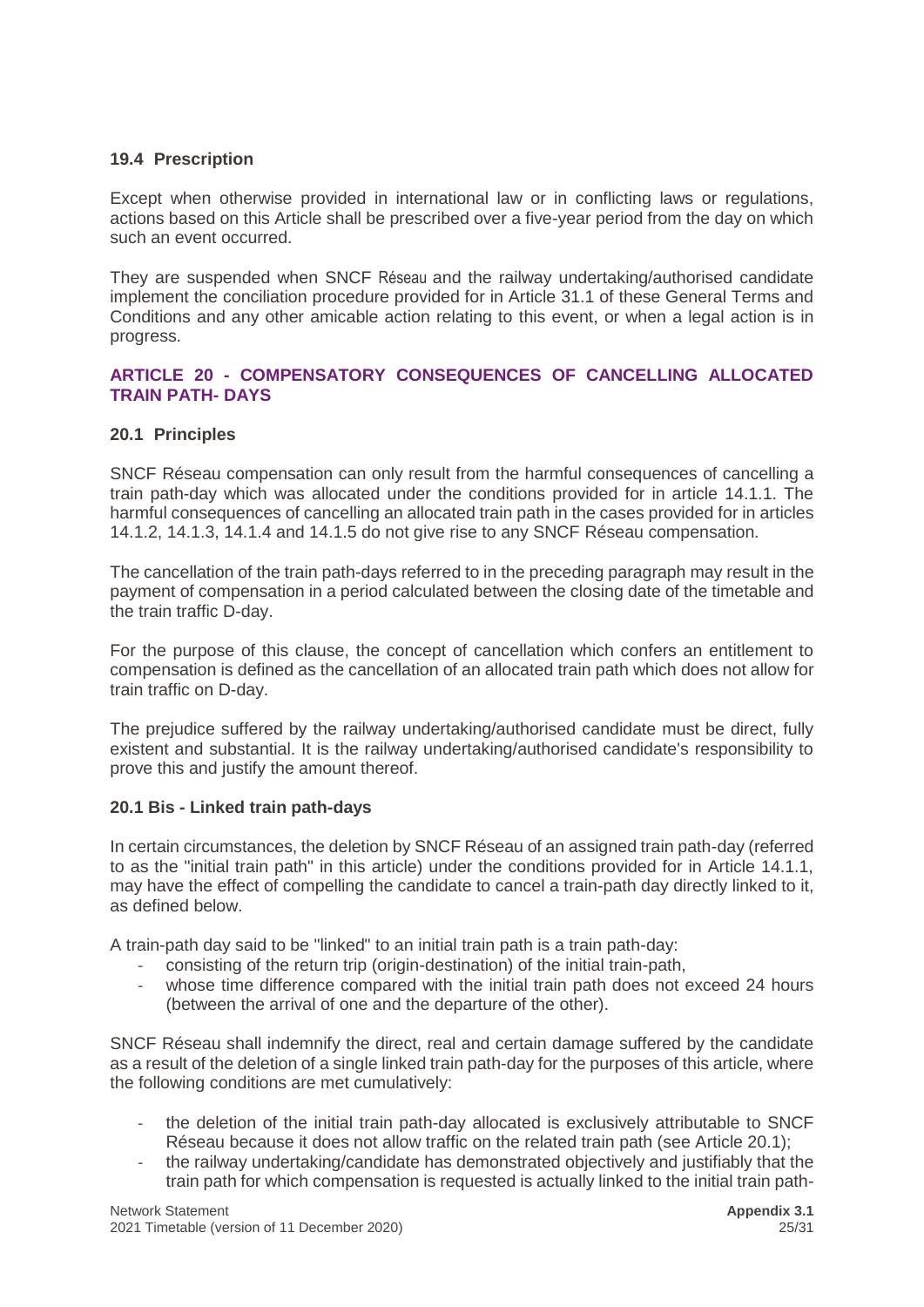### 19.4 Prescription

Except when otherwise provided in international law or in conflicting laws or regulations, actions based on this Article shall be prescribed over a five-year period from the day on which such an event occurred.

They are suspended when SNCF Réseau and the railway undertaking/authorised candidate implement the conciliation procedure provided for in Article 31.1 of these General Terms and Conditions and any other amicable action relating to this event, or when a legal action is in progress.

## ARTICLE 20 - COMPENSATORY CONSEQUENCES OF CANCELLING ALLOCATED TRAIN PATH- DAYS

### 20.1 Principles

SNCF Réseau compensation can only result from the harmful consequences of cancelling a train path-day which was allocated under the conditions provided for in article 14.1.1. The harmful consequences of cancelling an allocated train path in the cases provided for in articles 14.1.2, 14.1.3, 14.1.4 and 14.1.5 do not give rise to any SNCF Réseau compensation.

The cancellation of the train path-days referred to in the preceding paragraph may result in the payment of compensation in a period calculated between the closing date of the timetable and the train traffic D-day.

For the purpose of this clause, the concept of cancellation which confers an entitlement to compensation is defined as the cancellation of an allocated train path which does not allow for train traffic on D-day.

The prejudice suffered by the railway undertaking/authorised candidate must be direct, fully existent and substantial. It is the railway undertaking/authorised candidate's responsibility to prove this and justify the amount thereof.

### 20.1 Bis - Linked train path-days

In certain circumstances, the deletion by SNCF Réseau of an assigned train path-day (referred to as the "initial train path" in this article) under the conditions provided for in Article 14.1.1, may have the effect of compelling the candidate to cancel a train-path day directly linked to it, as defined below.

A train-path day said to be "linked" to an initial train path is a train path-day:

- consisting of the return trip (origin-destination) of the initial train-path,
- whose time difference compared with the initial train path does not exceed 24 hours (between the arrival of one and the departure of the other).

SNCF Réseau shall indemnify the direct, real and certain damage suffered by the candidate as a result of the deletion of a single linked train path-day for the purposes of this article, where the following conditions are met cumulatively:

- the deletion of the initial train path-day allocated is exclusively attributable to SNCF Réseau because it does not allow traffic on the related train path (see Article 20.1);
- the railway undertaking/candidate has demonstrated objectively and justifiably that the train path for which compensation is requested is actually linked to the initial train path-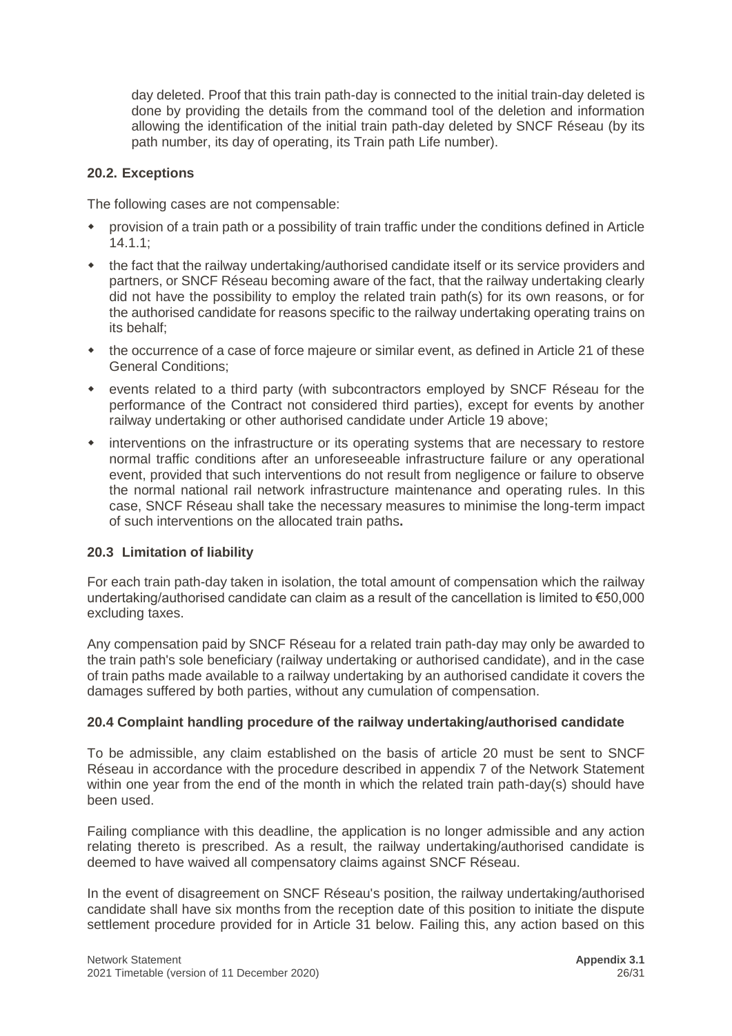day deleted. Proof that this train path-day is connected to the initial train-day deleted is done by providing the details from the command tool of the deletion and information allowing the identification of the initial train path-day deleted by SNCF Réseau (by its path number, its day of operating, its Train path Life number).

### 20.2. Exceptions

The following cases are not compensable:

- provision of a train path or a possibility of train traffic under the conditions defined in Article 14.1.1;
- the fact that the railway undertaking/authorised candidate itself or its service providers and partners, or SNCF Réseau becoming aware of the fact, that the railway undertaking clearly did not have the possibility to employ the related train path(s) for its own reasons, or for the authorised candidate for reasons specific to the railway undertaking operating trains on its behalf;
- the occurrence of a case of force majeure or similar event, as defined in Article 21 of these General Conditions;
- events related to a third party (with subcontractors employed by SNCF Réseau for the performance of the Contract not considered third parties), except for events by another railway undertaking or other authorised candidate under Article 19 above;
- interventions on the infrastructure or its operating systems that are necessary to restore normal traffic conditions after an unforeseeable infrastructure failure or any operational event, provided that such interventions do not result from negligence or failure to observe the normal national rail network infrastructure maintenance and operating rules. In this case, SNCF Réseau shall take the necessary measures to minimise the long-term impact of such interventions on the allocated train paths**.**

### 20.3 Limitation of liability

For each train path-day taken in isolation, the total amount of compensation which the railway undertaking/authorised candidate can claim as a result of the cancellation is limited to €50,000 excluding taxes.

Any compensation paid by SNCF Réseau for a related train path-day may only be awarded to the train path's sole beneficiary (railway undertaking or authorised candidate), and in the case of train paths made available to a railway undertaking by an authorised candidate it covers the damages suffered by both parties, without any cumulation of compensation.

### 20.4 Complaint handling procedure of the railway undertaking/authorised candidate

To be admissible, any claim established on the basis of article 20 must be sent to SNCF Réseau in accordance with the procedure described in appendix 7 of the Network Statement within one year from the end of the month in which the related train path-day(s) should have been used.

Failing compliance with this deadline, the application is no longer admissible and any action relating thereto is prescribed. As a result, the railway undertaking/authorised candidate is deemed to have waived all compensatory claims against SNCF Réseau.

In the event of disagreement on SNCF Réseau's position, the railway undertaking/authorised candidate shall have six months from the reception date of this position to initiate the dispute settlement procedure provided for in Article 31 below. Failing this, any action based on this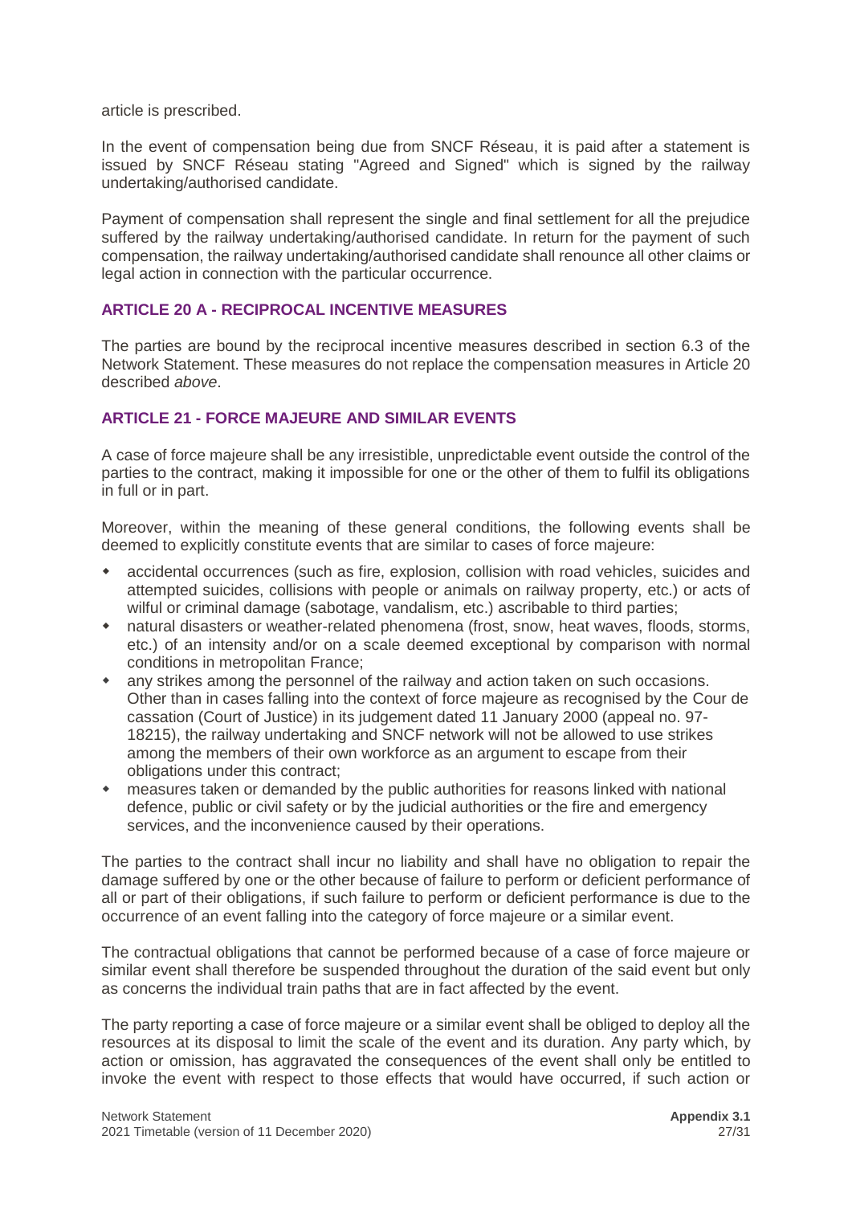article is prescribed.

In the event of compensation being due from SNCF Réseau, it is paid after a statement is issued by SNCF Réseau stating "Agreed and Signed" which is signed by the railway undertaking/authorised candidate.

Payment of compensation shall represent the single and final settlement for all the prejudice suffered by the railway undertaking/authorised candidate. In return for the payment of such compensation, the railway undertaking/authorised candidate shall renounce all other claims or legal action in connection with the particular occurrence.

## ARTICLE 20 A - RECIPROCAL INCENTIVE MEASURES

The parties are bound by the reciprocal incentive measures described in section 6.3 of the Network Statement. These measures do not replace the compensation measures in Article 20 described *above*.

## ARTICLE 21 - FORCE MAJEURE AND SIMILAR EVENTS

A case of force majeure shall be any irresistible, unpredictable event outside the control of the parties to the contract, making it impossible for one or the other of them to fulfil its obligations in full or in part.

Moreover, within the meaning of these general conditions, the following events shall be deemed to explicitly constitute events that are similar to cases of force majeure:

- accidental occurrences (such as fire, explosion, collision with road vehicles, suicides and attempted suicides, collisions with people or animals on railway property, etc.) or acts of wilful or criminal damage (sabotage, vandalism, etc.) ascribable to third parties;
- natural disasters or weather-related phenomena (frost, snow, heat waves, floods, storms, etc.) of an intensity and/or on a scale deemed exceptional by comparison with normal conditions in metropolitan France;
- any strikes among the personnel of the railway and action taken on such occasions. Other than in cases falling into the context of force majeure as recognised by the Cour de cassation (Court of Justice) in its judgement dated 11 January 2000 (appeal no. 97-18215), the railway undertaking and SNCF network will not be allowed to use strikes among the members of their own workforce as an argument to escape from their obligations under this contract;
- measures taken or demanded by the public authorities for reasons linked with national defence, public or civil safety or by the judicial authorities or the fire and emergency services, and the inconvenience caused by their operations.

The parties to the contract shall incur no liability and shall have no obligation to repair the damage suffered by one or the other because of failure to perform or deficient performance of all or part of their obligations, if such failure to perform or deficient performance is due to the occurrence of an event falling into the category of force majeure or a similar event.

The contractual obligations that cannot be performed because of a case of force majeure or similar event shall therefore be suspended throughout the duration of the said event but only as concerns the individual train paths that are in fact affected by the event.

The party reporting a case of force majeure or a similar event shall be obliged to deploy all the resources at its disposal to limit the scale of the event and its duration. Any party which, by action or omission, has aggravated the consequences of the event shall only be entitled to invoke the event with respect to those effects that would have occurred, if such action or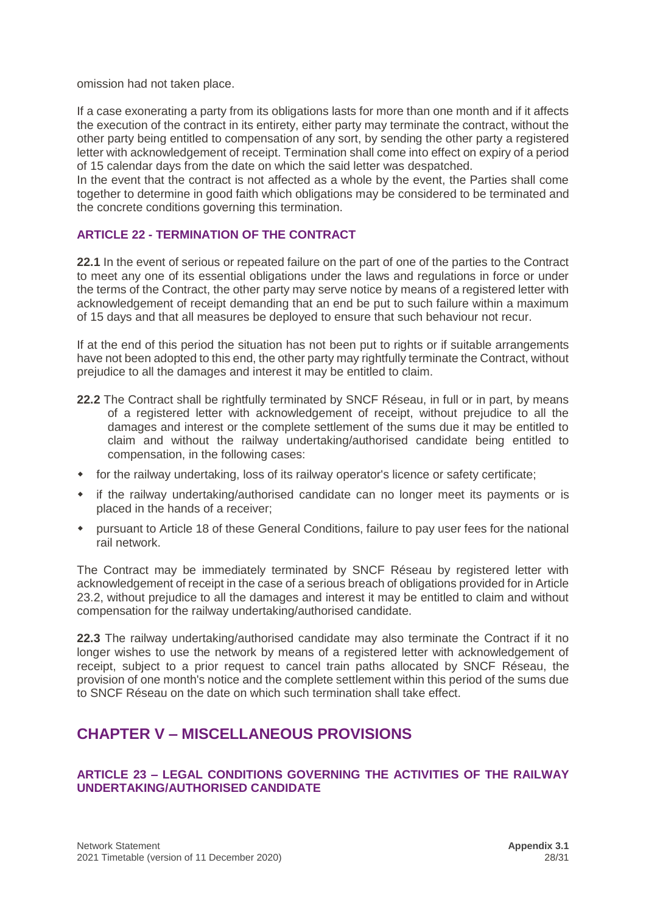omission had not taken place.

If a case exonerating a party from its obligations lasts for more than one month and if it affects the execution of the contract in its entirety, either party may terminate the contract, without the other party being entitled to compensation of any sort, by sending the other party a registered letter with acknowledgement of receipt. Termination shall come into effect on expiry of a period of 15 calendar days from the date on which the said letter was despatched.
In the event that the contract is not affected as a whole by the event, the Parties shall come together to determine in good faith which obligations may be considered to be terminated and the concrete conditions governing this termination.

### ARTICLE 22 - TERMINATION OF THE CONTRACT

**22.1** In the event of serious or repeated failure on the part of one of the parties to the Contract to meet any one of its essential obligations under the laws and regulations in force or under the terms of the Contract, the other party may serve notice by means of a registered letter with acknowledgement of receipt demanding that an end be put to such failure within a maximum of 15 days and that all measures be deployed to ensure that such behaviour not recur.

If at the end of this period the situation has not been put to rights or if suitable arrangements have not been adopted to this end, the other party may rightfully terminate the Contract, without prejudice to all the damages and interest it may be entitled to claim.

**22.2** The Contract shall be rightfully terminated by SNCF Réseau, in full or in part, by means of a registered letter with acknowledgement of receipt, without prejudice to all the damages and interest or the complete settlement of the sums due it may be entitled to claim and without the railway undertaking/authorised candidate being entitled to compensation, in the following cases:

- for the railway undertaking, loss of its railway operator's licence or safety certificate;
- if the railway undertaking/authorised candidate can no longer meet its payments or is placed in the hands of a receiver;
- pursuant to Article 18 of these General Conditions, failure to pay user fees for the national rail network.

The Contract may be immediately terminated by SNCF Réseau by registered letter with acknowledgement of receipt in the case of a serious breach of obligations provided for in Article 23.2, without prejudice to all the damages and interest it may be entitled to claim and without compensation for the railway undertaking/authorised candidate.

**22.3** The railway undertaking/authorised candidate may also terminate the Contract if it no longer wishes to use the network by means of a registered letter with acknowledgement of receipt, subject to a prior request to cancel train paths allocated by SNCF Réseau, the provision of one month's notice and the complete settlement within this period of the sums due to SNCF Réseau on the date on which such termination shall take effect.

## CHAPTER V – MISCELLANEOUS PROVISIONS

### ARTICLE 23 – LEGAL CONDITIONS GOVERNING THE ACTIVITIES OF THE RAILWAY UNDERTAKING/AUTHORISED CANDIDATE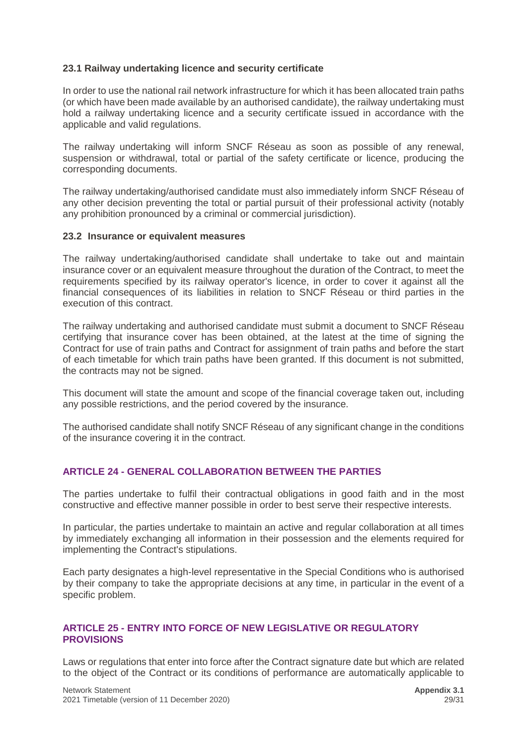### 23.1 Railway undertaking licence and security certificate

In order to use the national rail network infrastructure for which it has been allocated train paths (or which have been made available by an authorised candidate), the railway undertaking must hold a railway undertaking licence and a security certificate issued in accordance with the applicable and valid regulations.

The railway undertaking will inform SNCF Réseau as soon as possible of any renewal, suspension or withdrawal, total or partial of the safety certificate or licence, producing the corresponding documents.

The railway undertaking/authorised candidate must also immediately inform SNCF Réseau of any other decision preventing the total or partial pursuit of their professional activity (notably any prohibition pronounced by a criminal or commercial jurisdiction).

### 23.2 Insurance or equivalent measures

The railway undertaking/authorised candidate shall undertake to take out and maintain insurance cover or an equivalent measure throughout the duration of the Contract, to meet the requirements specified by its railway operator's licence, in order to cover it against all the financial consequences of its liabilities in relation to SNCF Réseau or third parties in the execution of this contract.

The railway undertaking and authorised candidate must submit a document to SNCF Réseau certifying that insurance cover has been obtained, at the latest at the time of signing the Contract for use of train paths and Contract for assignment of train paths and before the start of each timetable for which train paths have been granted. If this document is not submitted, the contracts may not be signed.

This document will state the amount and scope of the financial coverage taken out, including any possible restrictions, and the period covered by the insurance.

The authorised candidate shall notify SNCF Réseau of any significant change in the conditions of the insurance covering it in the contract.

## ARTICLE 24 - GENERAL COLLABORATION BETWEEN THE PARTIES

The parties undertake to fulfil their contractual obligations in good faith and in the most constructive and effective manner possible in order to best serve their respective interests.

In particular, the parties undertake to maintain an active and regular collaboration at all times by immediately exchanging all information in their possession and the elements required for implementing the Contract's stipulations.

Each party designates a high-level representative in the Special Conditions who is authorised by their company to take the appropriate decisions at any time, in particular in the event of a specific problem.

## ARTICLE 25 - ENTRY INTO FORCE OF NEW LEGISLATIVE OR REGULATORY PROVISIONS

Laws or regulations that enter into force after the Contract signature date but which are related to the object of the Contract or its conditions of performance are automatically applicable to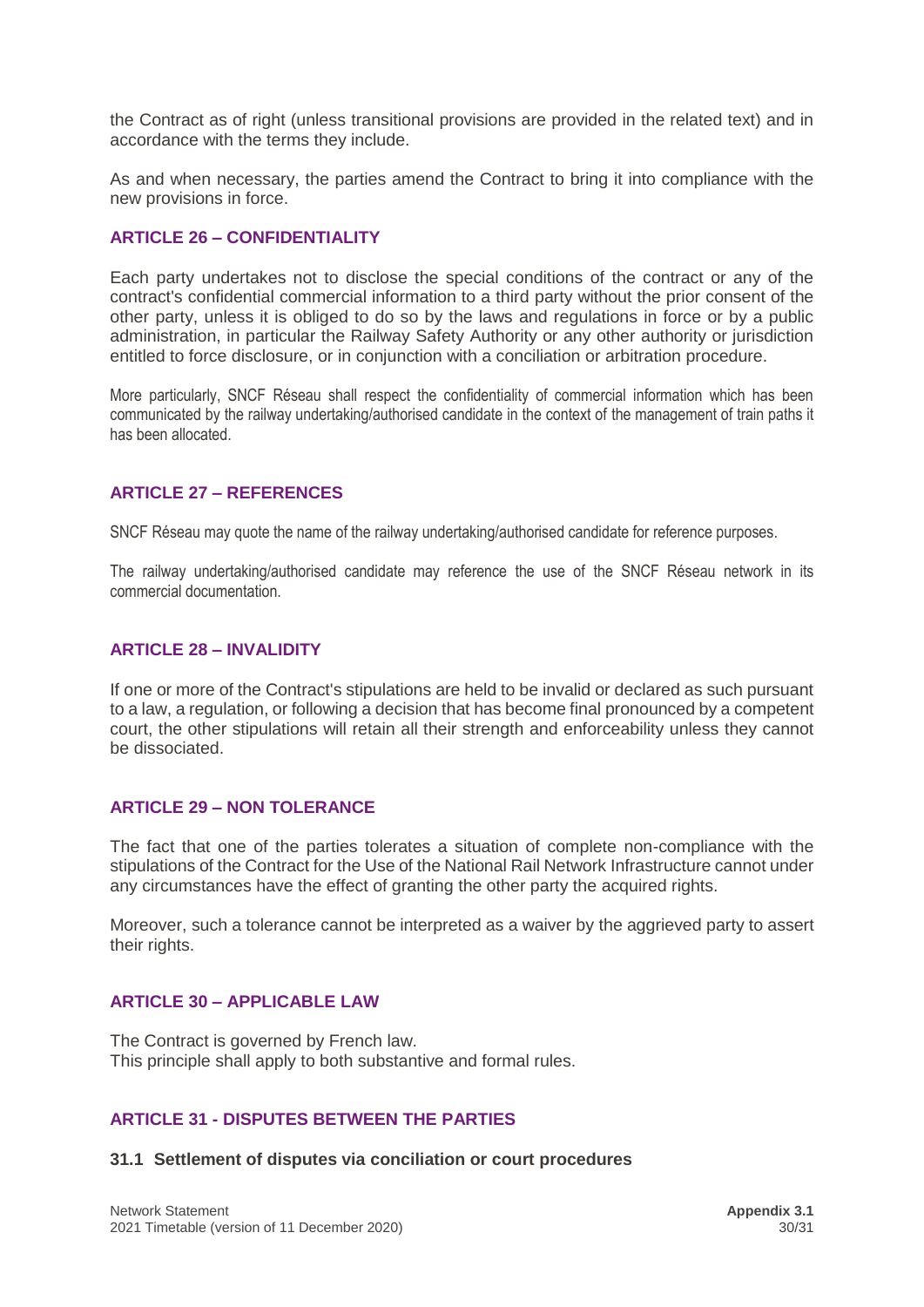the Contract as of right (unless transitional provisions are provided in the related text) and in accordance with the terms they include.

As and when necessary, the parties amend the Contract to bring it into compliance with the new provisions in force.

### ARTICLE 26 – CONFIDENTIALITY

Each party undertakes not to disclose the special conditions of the contract or any of the contract's confidential commercial information to a third party without the prior consent of the other party, unless it is obliged to do so by the laws and regulations in force or by a public administration, in particular the Railway Safety Authority or any other authority or jurisdiction entitled to force disclosure, or in conjunction with a conciliation or arbitration procedure.

More particularly, SNCF Réseau shall respect the confidentiality of commercial information which has been communicated by the railway undertaking/authorised candidate in the context of the management of train paths it has been allocated.

### ARTICLE 27 – REFERENCES

SNCF Réseau may quote the name of the railway undertaking/authorised candidate for reference purposes.

The railway undertaking/authorised candidate may reference the use of the SNCF Réseau network in its commercial documentation.

### ARTICLE 28 – INVALIDITY

If one or more of the Contract's stipulations are held to be invalid or declared as such pursuant to a law, a regulation, or following a decision that has become final pronounced by a competent court, the other stipulations will retain all their strength and enforceability unless they cannot be dissociated.

### ARTICLE 29 – NON TOLERANCE

The fact that one of the parties tolerates a situation of complete non-compliance with the stipulations of the Contract for the Use of the National Rail Network Infrastructure cannot under any circumstances have the effect of granting the other party the acquired rights.

Moreover, such a tolerance cannot be interpreted as a waiver by the aggrieved party to assert their rights.

### ARTICLE 30 – APPLICABLE LAW

The Contract is governed by French law.
This principle shall apply to both substantive and formal rules.

### ARTICLE 31 - DISPUTES BETWEEN THE PARTIES

#### 31.1 Settlement of disputes via conciliation or court procedures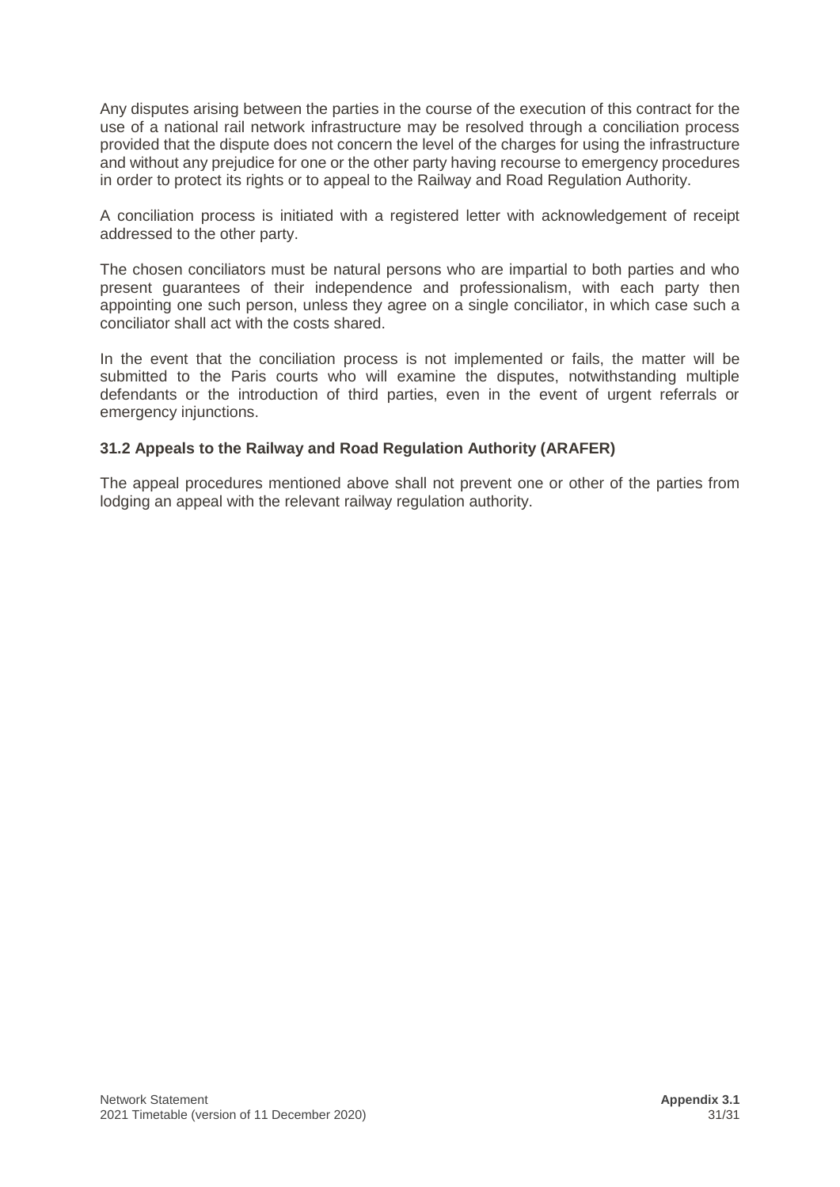Any disputes arising between the parties in the course of the execution of this contract for the use of a national rail network infrastructure may be resolved through a conciliation process provided that the dispute does not concern the level of the charges for using the infrastructure and without any prejudice for one or the other party having recourse to emergency procedures in order to protect its rights or to appeal to the Railway and Road Regulation Authority.

A conciliation process is initiated with a registered letter with acknowledgement of receipt addressed to the other party.

The chosen conciliators must be natural persons who are impartial to both parties and who present guarantees of their independence and professionalism, with each party then appointing one such person, unless they agree on a single conciliator, in which case such a conciliator shall act with the costs shared.

In the event that the conciliation process is not implemented or fails, the matter will be submitted to the Paris courts who will examine the disputes, notwithstanding multiple defendants or the introduction of third parties, even in the event of urgent referrals or emergency injunctions.

### 31.2 Appeals to the Railway and Road Regulation Authority (ARAFER)

The appeal procedures mentioned above shall not prevent one or other of the parties from lodging an appeal with the relevant railway regulation authority.